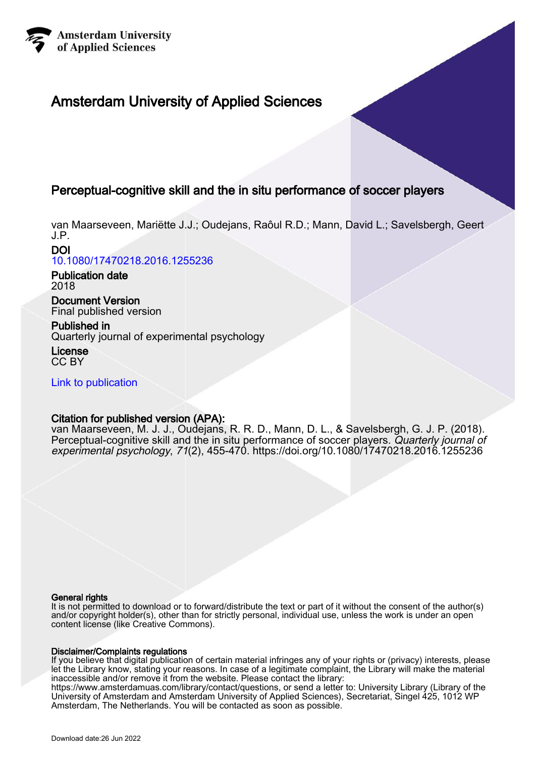Amsterdam University of Applied Sciences

# Amsterdam University of Applied Sciences

## Perceptual-cognitive skill and the in situ performance of soccer players

van Maarseveen, Mariëtte J.J.; Oudejans, Raôul R.D.; Mann, David L.; Savelsbergh, Geert J.P.

**DOI**
10.1080/17470218.2016.1255236

**Publication date**
2018

**Document Version**
Final published version

**Published in**
Quarterly journal of experimental psychology

**License**
CC BY

Link to publication

**Citation for published version (APA):**
van Maarseveen, M. J. J., Oudejans, R. R. D., Mann, D. L., & Savelsbergh, G. J. P. (2018). Perceptual-cognitive skill and the in situ performance of soccer players. *Quarterly journal of experimental psychology*, *71*(2), 455-470. https://doi.org/10.1080/17470218.2016.1255236

**General rights**
It is not permitted to download or to forward/distribute the text or part of it without the consent of the author(s) and/or copyright holder(s), other than for strictly personal, individual use, unless the work is under an open content license (like Creative Commons).

**Disclaimer/Complaints regulations**
If you believe that digital publication of certain material infringes any of your rights or (privacy) interests, please let the Library know, stating your reasons. In case of a legitimate complaint, the Library will make the material inaccessible and/or remove it from the website. Please contact the library:
https://www.amsterdamuas.com/library/contact/questions, or send a letter to: University Library (Library of the University of Amsterdam and Amsterdam University of Applied Sciences), Secretariat, Singel 425, 1012 WP Amsterdam, The Netherlands. You will be contacted as soon as possible.

Download date:26 Jun 2022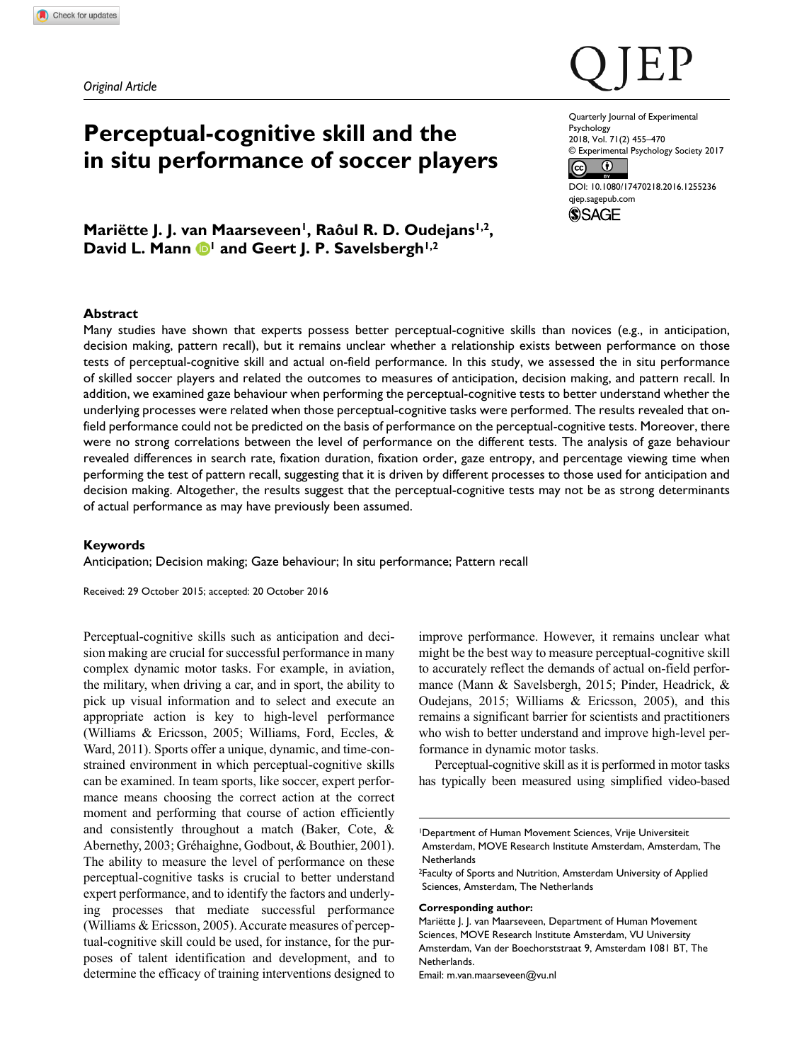*Original Article*

# Perceptual-cognitive skill and the in situ performance of soccer players

**Mariëtte J. J. van Maarseveen[1], Raôul R. D. Oudejans[1,2], David L. Mann[1] and Geert J. P. Savelsbergh[1,2]**

Quarterly Journal of Experimental Psychology
2018, Vol. 71(2) 455–470
© Experimental Psychology Society 2017
DOI: 10.1080/17470218.2016.1255236
qjep.sagepub.com

## Abstract

Many studies have shown that experts possess better perceptual-cognitive skills than novices (e.g., in anticipation, decision making, pattern recall), but it remains unclear whether a relationship exists between performance on those tests of perceptual-cognitive skill and actual on-field performance. In this study, we assessed the in situ performance of skilled soccer players and related the outcomes to measures of anticipation, decision making, and pattern recall. In addition, we examined gaze behaviour when performing the perceptual-cognitive tests to better understand whether the underlying processes were related when those perceptual-cognitive tasks were performed. The results revealed that on-field performance could not be predicted on the basis of performance on the perceptual-cognitive tests. Moreover, there were no strong correlations between the level of performance on the different tests. The analysis of gaze behaviour revealed differences in search rate, fixation duration, fixation order, gaze entropy, and percentage viewing time when performing the test of pattern recall, suggesting that it is driven by different processes to those used for anticipation and decision making. Altogether, the results suggest that the perceptual-cognitive tests may not be as strong determinants of actual performance as may have previously been assumed.

### Keywords

Anticipation; Decision making; Gaze behaviour; In situ performance; Pattern recall

Received: 29 October 2015; accepted: 20 October 2016

Perceptual-cognitive skills such as anticipation and decision making are crucial for successful performance in many complex dynamic motor tasks. For example, in aviation, the military, when driving a car, and in sport, the ability to pick up visual information and to select and execute an appropriate action is key to high-level performance (Williams & Ericsson, 2005; Williams, Ford, Eccles, & Ward, 2011). Sports offer a unique, dynamic, and time-constrained environment in which perceptual-cognitive skills can be examined. In team sports, like soccer, expert performance means choosing the correct action at the correct moment and performing that course of action efficiently and consistently throughout a match (Baker, Cote, & Abernethy, 2003; Gréhaigne, Godbout, & Bouthier, 2001). The ability to measure the level of performance on these perceptual-cognitive tasks is crucial to better understand expert performance, and to identify the factors and underlying processes that mediate successful performance (Williams & Ericsson, 2005). Accurate measures of perceptual-cognitive skill could be used, for instance, for the purposes of talent identification and development, and to determine the efficacy of training interventions designed to improve performance. However, it remains unclear what might be the best way to measure perceptual-cognitive skill to accurately reflect the demands of actual on-field performance (Mann & Savelsbergh, 2015; Pinder, Headrick, & Oudejans, 2015; Williams & Ericsson, 2005), and this remains a significant barrier for scientists and practitioners who wish to better understand and improve high-level performance in dynamic motor tasks.

Perceptual-cognitive skill as it is performed in motor tasks has typically been measured using simplified video-based

[1]Department of Human Movement Sciences, Vrije Universiteit Amsterdam, MOVE Research Institute Amsterdam, Amsterdam, The Netherlands
[2]Faculty of Sports and Nutrition, Amsterdam University of Applied Sciences, Amsterdam, The Netherlands

**Corresponding author:**
Mariëtte J. J. van Maarseveen, Department of Human Movement Sciences, MOVE Research Institute Amsterdam, VU University Amsterdam, Van der Boechorststraat 9, Amsterdam 1081 BT, The Netherlands.
Email: m.van.maarseveen@vu.nl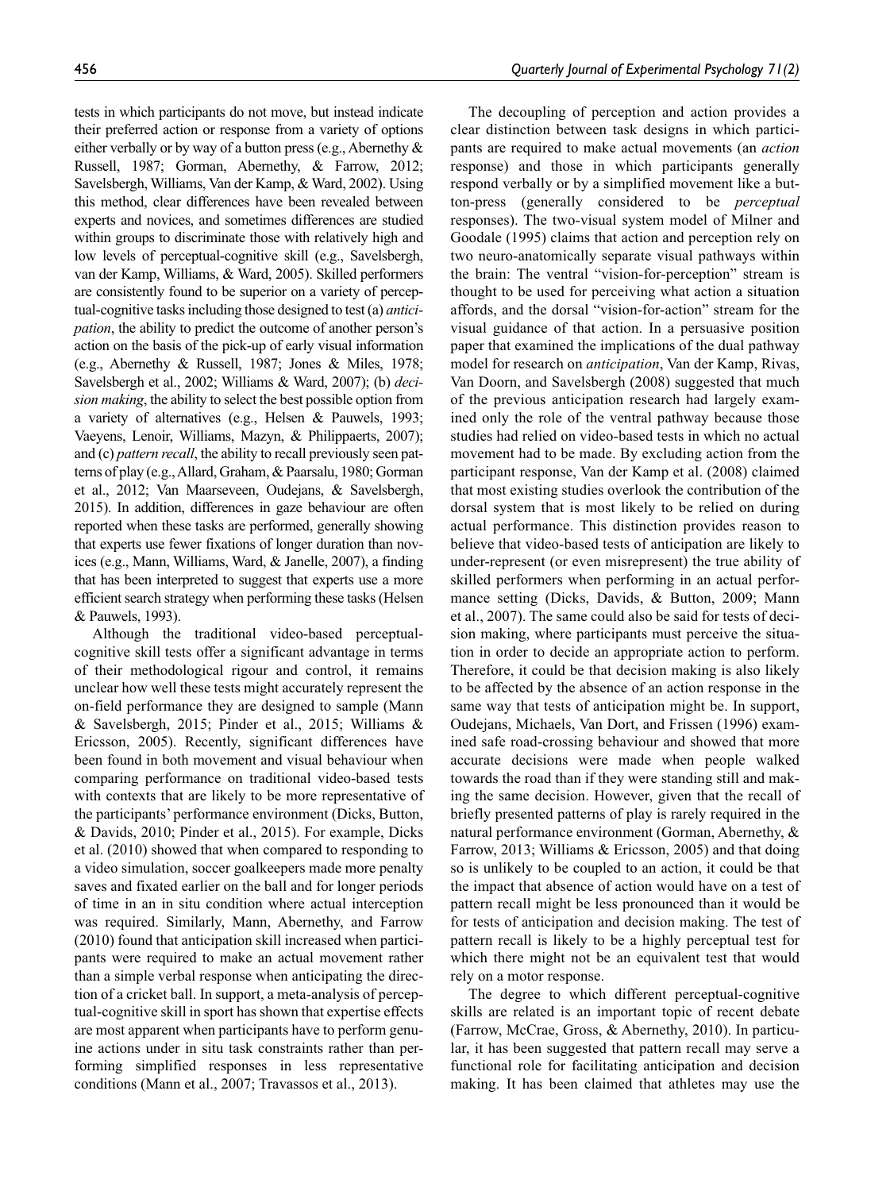tests in which participants do not move, but instead indicate their preferred action or response from a variety of options either verbally or by way of a button press (e.g., Abernethy & Russell, 1987; Gorman, Abernethy, & Farrow, 2012; Savelsbergh, Williams, Van der Kamp, & Ward, 2002). Using this method, clear differences have been revealed between experts and novices, and sometimes differences are studied within groups to discriminate those with relatively high and low levels of perceptual-cognitive skill (e.g., Savelsbergh, van der Kamp, Williams, & Ward, 2005). Skilled performers are consistently found to be superior on a variety of perceptual-cognitive tasks including those designed to test (a) *anticipation*, the ability to predict the outcome of another person's action on the basis of the pick-up of early visual information (e.g., Abernethy & Russell, 1987; Jones & Miles, 1978; Savelsbergh et al., 2002; Williams & Ward, 2007); (b) *decision making*, the ability to select the best possible option from a variety of alternatives (e.g., Helsen & Pauwels, 1993; Vaeyens, Lenoir, Williams, Mazyn, & Philippaerts, 2007); and (c) *pattern recall*, the ability to recall previously seen patterns of play (e.g., Allard, Graham, & Paarsalu, 1980; Gorman et al., 2012; Van Maarseveen, Oudejans, & Savelsbergh, 2015). In addition, differences in gaze behaviour are often reported when these tasks are performed, generally showing that experts use fewer fixations of longer duration than novices (e.g., Mann, Williams, Ward, & Janelle, 2007), a finding that has been interpreted to suggest that experts use a more efficient search strategy when performing these tasks (Helsen & Pauwels, 1993).

Although the traditional video-based perceptual-cognitive skill tests offer a significant advantage in terms of their methodological rigour and control, it remains unclear how well these tests might accurately represent the on-field performance they are designed to sample (Mann & Savelsbergh, 2015; Pinder et al., 2015; Williams & Ericsson, 2005). Recently, significant differences have been found in both movement and visual behaviour when comparing performance on traditional video-based tests with contexts that are likely to be more representative of the participants' performance environment (Dicks, Button, & Davids, 2010; Pinder et al., 2015). For example, Dicks et al. (2010) showed that when compared to responding to a video simulation, soccer goalkeepers made more penalty saves and fixated earlier on the ball and for longer periods of time in an in situ condition where actual interception was required. Similarly, Mann, Abernethy, and Farrow (2010) found that anticipation skill increased when participants were required to make an actual movement rather than a simple verbal response when anticipating the direction of a cricket ball. In support, a meta-analysis of perceptual-cognitive skill in sport has shown that expertise effects are most apparent when participants have to perform genuine actions under in situ task constraints rather than performing simplified responses in less representative conditions (Mann et al., 2007; Travassos et al., 2013).

The decoupling of perception and action provides a clear distinction between task designs in which participants are required to make actual movements (an *action* response) and those in which participants generally respond verbally or by a simplified movement like a button-press (generally considered to be *perceptual* responses). The two-visual system model of Milner and Goodale (1995) claims that action and perception rely on two neuro-anatomically separate visual pathways within the brain: The ventral "vision-for-perception" stream is thought to be used for perceiving what action a situation affords, and the dorsal "vision-for-action" stream for the visual guidance of that action. In a persuasive position paper that examined the implications of the dual pathway model for research on *anticipation*, Van der Kamp, Rivas, Van Doorn, and Savelsbergh (2008) suggested that much of the previous anticipation research had largely examined only the role of the ventral pathway because those studies had relied on video-based tests in which no actual movement had to be made. By excluding action from the participant response, Van der Kamp et al. (2008) claimed that most existing studies overlook the contribution of the dorsal system that is most likely to be relied on during actual performance. This distinction provides reason to believe that video-based tests of anticipation are likely to under-represent (or even misrepresent) the true ability of skilled performers when performing in an actual performance setting (Dicks, Davids, & Button, 2009; Mann et al., 2007). The same could also be said for tests of decision making, where participants must perceive the situation in order to decide an appropriate action to perform. Therefore, it could be that decision making is also likely to be affected by the absence of an action response in the same way that tests of anticipation might be. In support, Oudejans, Michaels, Van Dort, and Frissen (1996) examined safe road-crossing behaviour and showed that more accurate decisions were made when people walked towards the road than if they were standing still and making the same decision. However, given that the recall of briefly presented patterns of play is rarely required in the natural performance environment (Gorman, Abernethy, & Farrow, 2013; Williams & Ericsson, 2005) and that doing so is unlikely to be coupled to an action, it could be that the impact that absence of action would have on a test of pattern recall might be less pronounced than it would be for tests of anticipation and decision making. The test of pattern recall is likely to be a highly perceptual test for which there might not be an equivalent test that would rely on a motor response.

The degree to which different perceptual-cognitive skills are related is an important topic of recent debate (Farrow, McCrae, Gross, & Abernethy, 2010). In particular, it has been suggested that pattern recall may serve a functional role for facilitating anticipation and decision making. It has been claimed that athletes may use the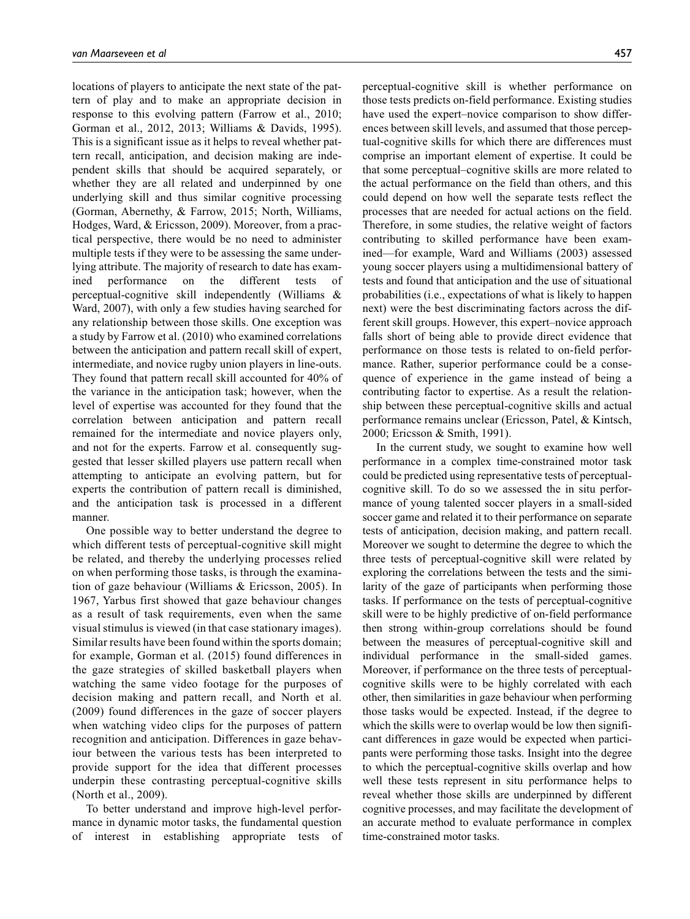locations of players to anticipate the next state of the pattern of play and to make an appropriate decision in response to this evolving pattern (Farrow et al., 2010; Gorman et al., 2012, 2013; Williams & Davids, 1995). This is a significant issue as it helps to reveal whether pattern recall, anticipation, and decision making are independent skills that should be acquired separately, or whether they are all related and underpinned by one underlying skill and thus similar cognitive processing (Gorman, Abernethy, & Farrow, 2015; North, Williams, Hodges, Ward, & Ericsson, 2009). Moreover, from a practical perspective, there would be no need to administer multiple tests if they were to be assessing the same underlying attribute. The majority of research to date has examined performance on the different tests of perceptual-cognitive skill independently (Williams & Ward, 2007), with only a few studies having searched for any relationship between those skills. One exception was a study by Farrow et al. (2010) who examined correlations between the anticipation and pattern recall skill of expert, intermediate, and novice rugby union players in line-outs. They found that pattern recall skill accounted for 40% of the variance in the anticipation task; however, when the level of expertise was accounted for they found that the correlation between anticipation and pattern recall remained for the intermediate and novice players only, and not for the experts. Farrow et al. consequently suggested that lesser skilled players use pattern recall when attempting to anticipate an evolving pattern, but for experts the contribution of pattern recall is diminished, and the anticipation task is processed in a different manner.

One possible way to better understand the degree to which different tests of perceptual-cognitive skill might be related, and thereby the underlying processes relied on when performing those tasks, is through the examination of gaze behaviour (Williams & Ericsson, 2005). In 1967, Yarbus first showed that gaze behaviour changes as a result of task requirements, even when the same visual stimulus is viewed (in that case stationary images). Similar results have been found within the sports domain; for example, Gorman et al. (2015) found differences in the gaze strategies of skilled basketball players when watching the same video footage for the purposes of decision making and pattern recall, and North et al. (2009) found differences in the gaze of soccer players when watching video clips for the purposes of pattern recognition and anticipation. Differences in gaze behaviour between the various tests has been interpreted to provide support for the idea that different processes underpin these contrasting perceptual-cognitive skills (North et al., 2009).

To better understand and improve high-level performance in dynamic motor tasks, the fundamental question of interest in establishing appropriate tests of perceptual-cognitive skill is whether performance on those tests predicts on-field performance. Existing studies have used the expert–novice comparison to show differences between skill levels, and assumed that those perceptual-cognitive skills for which there are differences must comprise an important element of expertise. It could be that some perceptual–cognitive skills are more related to the actual performance on the field than others, and this could depend on how well the separate tests reflect the processes that are needed for actual actions on the field. Therefore, in some studies, the relative weight of factors contributing to skilled performance have been examined—for example, Ward and Williams (2003) assessed young soccer players using a multidimensional battery of tests and found that anticipation and the use of situational probabilities (i.e., expectations of what is likely to happen next) were the best discriminating factors across the different skill groups. However, this expert–novice approach falls short of being able to provide direct evidence that performance on those tests is related to on-field performance. Rather, superior performance could be a consequence of experience in the game instead of being a contributing factor to expertise. As a result the relationship between these perceptual-cognitive skills and actual performance remains unclear (Ericsson, Patel, & Kintsch, 2000; Ericsson & Smith, 1991).

In the current study, we sought to examine how well performance in a complex time-constrained motor task could be predicted using representative tests of perceptual-cognitive skill. To do so we assessed the in situ performance of young talented soccer players in a small-sided soccer game and related it to their performance on separate tests of anticipation, decision making, and pattern recall. Moreover we sought to determine the degree to which the three tests of perceptual-cognitive skill were related by exploring the correlations between the tests and the similarity of the gaze of participants when performing those tasks. If performance on the tests of perceptual-cognitive skill were to be highly predictive of on-field performance then strong within-group correlations should be found between the measures of perceptual-cognitive skill and individual performance in the small-sided games. Moreover, if performance on the three tests of perceptual-cognitive skills were to be highly correlated with each other, then similarities in gaze behaviour when performing those tasks would be expected. Instead, if the degree to which the skills were to overlap would be low then significant differences in gaze would be expected when participants were performing those tasks. Insight into the degree to which the perceptual-cognitive skills overlap and how well these tests represent in situ performance helps to reveal whether those skills are underpinned by different cognitive processes, and may facilitate the development of an accurate method to evaluate performance in complex time-constrained motor tasks.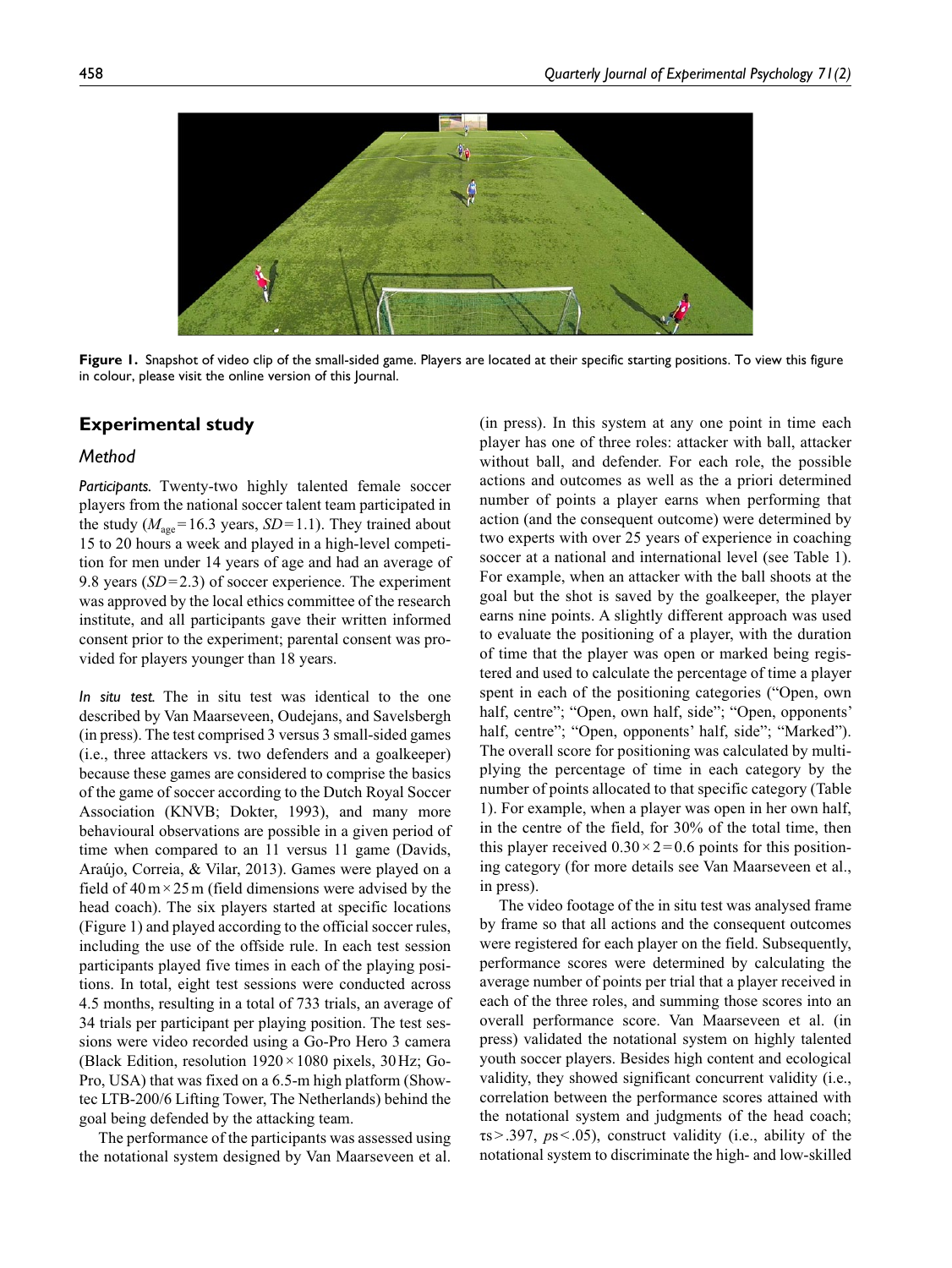**Figure 1.** Snapshot of video clip of the small-sided game. Players are located at their specific starting positions. To view this figure in colour, please visit the online version of this Journal.

## Experimental study

### Method

*Participants.* Twenty-two highly talented female soccer players from the national soccer talent team participated in the study ($M_{age}$ = 16.3 years, $SD$ = 1.1). They trained about 15 to 20 hours a week and played in a high-level competition for men under 14 years of age and had an average of 9.8 years ($SD$ = 2.3) of soccer experience. The experiment was approved by the local ethics committee of the research institute, and all participants gave their written informed consent prior to the experiment; parental consent was provided for players younger than 18 years.

*In situ test.* The in situ test was identical to the one described by Van Maarseveen, Oudejans, and Savelsbergh (in press). The test comprised 3 versus 3 small-sided games (i.e., three attackers vs. two defenders and a goalkeeper) because these games are considered to comprise the basics of the game of soccer according to the Dutch Royal Soccer Association (KNVB; Dokter, 1993), and many more behavioural observations are possible in a given period of time when compared to an 11 versus 11 game (Davids, Araújo, Correia, & Vilar, 2013). Games were played on a field of 40 m × 25 m (field dimensions were advised by the head coach). The six players started at specific locations (Figure 1) and played according to the official soccer rules, including the use of the offside rule. In each test session participants played five times in each of the playing positions. In total, eight test sessions were conducted across 4.5 months, resulting in a total of 733 trials, an average of 34 trials per participant per playing position. The test sessions were video recorded using a Go-Pro Hero 3 camera (Black Edition, resolution 1920 × 1080 pixels, 30 Hz; Go-Pro, USA) that was fixed on a 6.5-m high platform (Showtec LTB-200/6 Lifting Tower, The Netherlands) behind the goal being defended by the attacking team.

The performance of the participants was assessed using the notational system designed by Van Maarseveen et al. (in press). In this system at any one point in time each player has one of three roles: attacker with ball, attacker without ball, and defender. For each role, the possible actions and outcomes as well as the a priori determined number of points a player earns when performing that action (and the consequent outcome) were determined by two experts with over 25 years of experience in coaching soccer at a national and international level (see Table 1). For example, when an attacker with the ball shoots at the goal but the shot is saved by the goalkeeper, the player earns nine points. A slightly different approach was used to evaluate the positioning of a player, with the duration of time that the player was open or marked being registered and used to calculate the percentage of time a player spent in each of the positioning categories ("Open, own half, centre"; "Open, own half, side"; "Open, opponents' half, centre"; "Open, opponents' half, side"; "Marked"). The overall score for positioning was calculated by multiplying the percentage of time in each category by the number of points allocated to that specific category (Table 1). For example, when a player was open in her own half, in the centre of the field, for 30% of the total time, then this player received $0.30 \times 2 = 0.6$ points for this positioning category (for more details see Van Maarseveen et al., in press).

The video footage of the in situ test was analysed frame by frame so that all actions and the consequent outcomes were registered for each player on the field. Subsequently, performance scores were determined by calculating the average number of points per trial that a player received in each of the three roles, and summing those scores into an overall performance score. Van Maarseveen et al. (in press) validated the notational system on highly talented youth soccer players. Besides high content and ecological validity, they showed significant concurrent validity (i.e., correlation between the performance scores attained with the notational system and judgments of the head coach; $\tau s > .397$, $ps < .05$), construct validity (i.e., ability of the notational system to discriminate the high- and low-skilled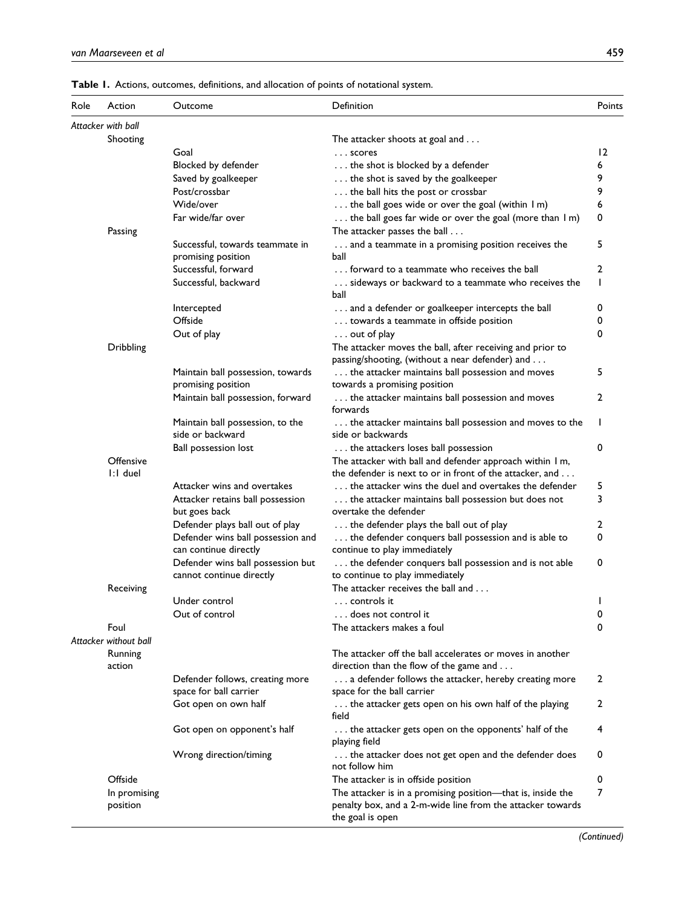**Table 1.** Actions, outcomes, definitions, and allocation of points of notational system.

| Role | Action | Outcome | Definition | Points |
|---|---|---|---|---|
| *Attacker with ball* | | | | |
| | Shooting | | The attacker shoots at goal and . . . | |
| | | Goal | . . . scores | 12 |
| | | Blocked by defender | . . . the shot is blocked by a defender | 6 |
| | | Saved by goalkeeper | . . . the shot is saved by the goalkeeper | 9 |
| | | Post/crossbar | . . . the ball hits the post or crossbar | 9 |
| | | Wide/over | . . . the ball goes wide or over the goal (within 1 m) | 6 |
| | | Far wide/far over | . . . the ball goes far wide or over the goal (more than 1 m) | 0 |
| | Passing | | The attacker passes the ball . . . | |
| | | Successful, towards teammate in promising position | . . . and a teammate in a promising position receives the ball | 5 |
| | | Successful, forward | . . . forward to a teammate who receives the ball | 2 |
| | | Successful, backward | . . . sideways or backward to a teammate who receives the ball | 1 |
| | | Intercepted | . . . and a defender or goalkeeper intercepts the ball | 0 |
| | | Offside | . . . towards a teammate in offside position | 0 |
| | | Out of play | . . . out of play | 0 |
| | Dribbling | | The attacker moves the ball, after receiving and prior to passing/shooting, (without a near defender) and . . . | |
| | | Maintain ball possession, towards promising position | . . . the attacker maintains ball possession and moves towards a promising position | 5 |
| | | Maintain ball possession, forward | . . . the attacker maintains ball possession and moves forwards | 2 |
| | | Maintain ball possession, to the side or backward | . . . the attacker maintains ball possession and moves to the side or backwards | 1 |
| | | Ball possession lost | . . . the attackers loses ball possession | 0 |
| | Offensive 1:1 duel | | The attacker with ball and defender approach within 1 m, the defender is next to or in front of the attacker, and . . . | |
| | | Attacker wins and overtakes | . . . the attacker wins the duel and overtakes the defender | 5 |
| | | Attacker retains ball possession but goes back | . . . the attacker maintains ball possession but does not overtake the defender | 3 |
| | | Defender plays ball out of play | . . . the defender plays the ball out of play | 2 |
| | | Defender wins ball possession and can continue directly | . . . the defender conquers ball possession and is able to continue to play immediately | 0 |
| | | Defender wins ball possession but cannot continue directly | . . . the defender conquers ball possession and is not able to continue to play immediately | 0 |
| | Receiving | | The attacker receives the ball and . . . | |
| | | Under control | . . . controls it | 1 |
| | | Out of control | . . . does not control it | 0 |
| | Foul | | The attackers makes a foul | 0 |
| *Attacker without ball* | | | | |
| | Running action | | The attacker off the ball accelerates or moves in another direction than the flow of the game and . . . | |
| | | Defender follows, creating more space for ball carrier | . . . a defender follows the attacker, hereby creating more space for the ball carrier | 2 |
| | | Got open on own half | . . . the attacker gets open on his own half of the playing field | 2 |
| | | Got open on opponent's half | . . . the attacker gets open on the opponents' half of the playing field | 4 |
| | | Wrong direction/timing | . . . the attacker does not get open and the defender does not follow him | 0 |
| | Offside | | The attacker is in offside position | 0 |
| | In promising position | | The attacker is in a promising position—that is, inside the penalty box, and a 2-m-wide line from the attacker towards the goal is open | 7 |

*(Continued)*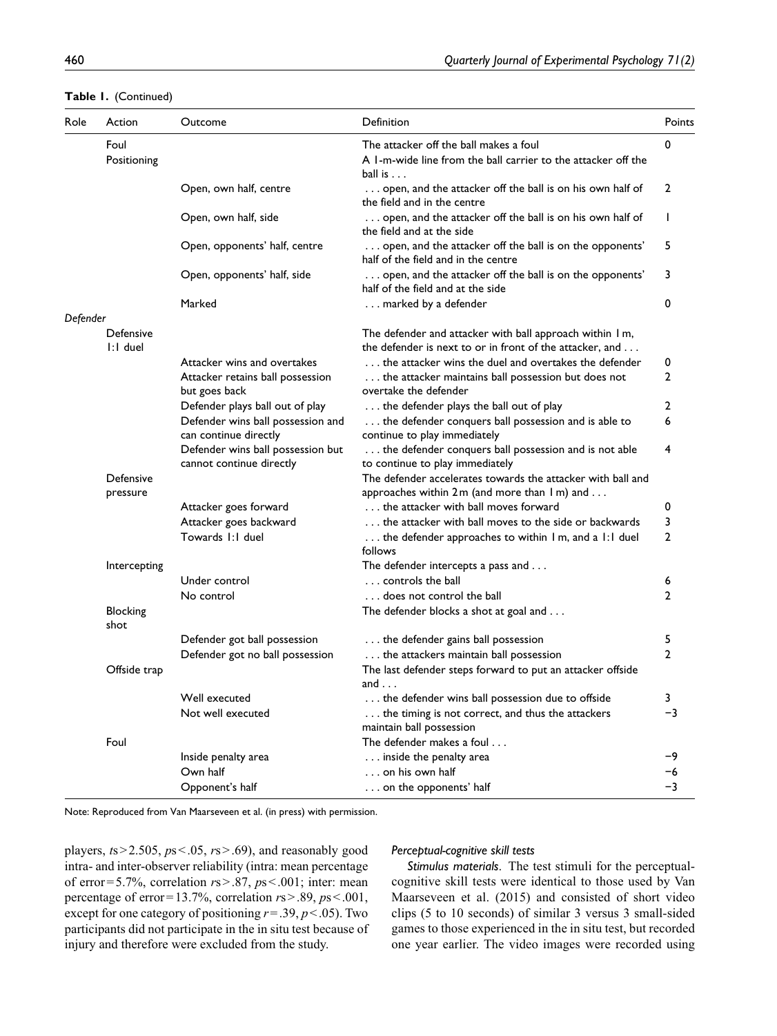**Table 1.** (Continued)

| Role | Action | Outcome | Definition | Points |
|---|---|---|---|---|
| | Foul | | The attacker off the ball makes a foul | 0 |
| | Positioning | | A 1-m-wide line from the ball carrier to the attacker off the ball is . . . | |
| | | Open, own half, centre | . . . open, and the attacker off the ball is on his own half of the field and in the centre | 2 |
| | | Open, own half, side | . . . open, and the attacker off the ball is on his own half of the field and at the side | 1 |
| | | Open, opponents' half, centre | . . . open, and the attacker off the ball is on the opponents' half of the field and in the centre | 5 |
| | | Open, opponents' half, side | . . . open, and the attacker off the ball is on the opponents' half of the field and at the side | 3 |
| | | Marked | . . . marked by a defender | 0 |
| *Defender* | | | | |
| | Defensive 1:1 duel | | The defender and attacker with ball approach within 1 m, the defender is next to or in front of the attacker, and . . . | |
| | | Attacker wins and overtakes | . . . the attacker wins the duel and overtakes the defender | 0 |
| | | Attacker retains ball possession but goes back | . . . the attacker maintains ball possession but does not overtake the defender | 2 |
| | | Defender plays ball out of play | . . . the defender plays the ball out of play | 2 |
| | | Defender wins ball possession and can continue directly | . . . the defender conquers ball possession and is able to continue to play immediately | 6 |
| | | Defender wins ball possession but cannot continue directly | . . . the defender conquers ball possession and is not able to continue to play immediately | 4 |
| | Defensive pressure | | The defender accelerates towards the attacker with ball and approaches within 2 m (and more than 1 m) and . . . | |
| | | Attacker goes forward | . . . the attacker with ball moves forward | 0 |
| | | Attacker goes backward | . . . the attacker with ball moves to the side or backwards | 3 |
| | | Towards 1:1 duel | . . . the defender approaches to within 1 m, and a 1:1 duel follows | 2 |
| | Intercepting | | The defender intercepts a pass and . . . | |
| | | Under control | . . . controls the ball | 6 |
| | | No control | . . . does not control the ball | 2 |
| | Blocking shot | | The defender blocks a shot at goal and . . . | |
| | | Defender got ball possession | . . . the defender gains ball possession | 5 |
| | | Defender got no ball possession | . . . the attackers maintain ball possession | 2 |
| | Offside trap | | The last defender steps forward to put an attacker offside and . . . | |
| | | Well executed | . . . the defender wins ball possession due to offside | 3 |
| | | Not well executed | . . . the timing is not correct, and thus the attackers maintain ball possession | −3 |
| | Foul | | The defender makes a foul . . . | |
| | | Inside penalty area | . . . inside the penalty area | −9 |
| | | Own half | . . . on his own half | −6 |
| | | Opponent's half | . . . on the opponents' half | −3 |

Note: Reproduced from Van Maarseveen et al. (in press) with permission.

players, $ts > 2.505$, $ps < .05$, $rs > .69$), and reasonably good intra- and inter-observer reliability (intra: mean percentage of error = 5.7%, correlation $rs > .87$, $ps < .001$; inter: mean percentage of error = 13.7%, correlation $rs > .89$, $ps < .001$, except for one category of positioning $r = .39$, $p < .05$). Two participants did not participate in the in situ test because of injury and therefore were excluded from the study.

#### *Perceptual-cognitive skill tests*

*Stimulus materials*. The test stimuli for the perceptual-cognitive skill tests were identical to those used by Van Maarseveen et al. (2015) and consisted of short video clips (5 to 10 seconds) of similar 3 versus 3 small-sided games to those experienced in the in situ test, but recorded one year earlier. The video images were recorded using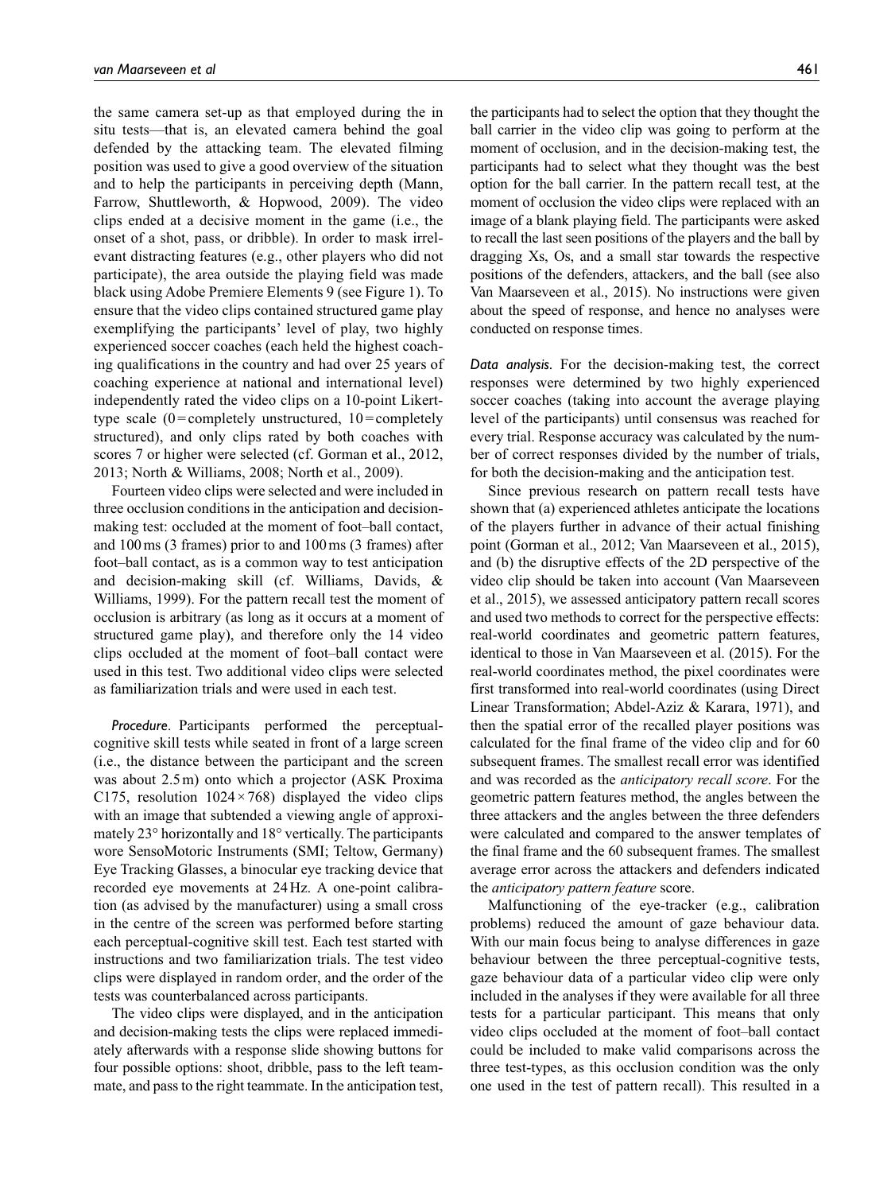the same camera set-up as that employed during the in situ tests—that is, an elevated camera behind the goal defended by the attacking team. The elevated filming position was used to give a good overview of the situation and to help the participants in perceiving depth (Mann, Farrow, Shuttleworth, & Hopwood, 2009). The video clips ended at a decisive moment in the game (i.e., the onset of a shot, pass, or dribble). In order to mask irrelevant distracting features (e.g., other players who did not participate), the area outside the playing field was made black using Adobe Premiere Elements 9 (see Figure 1). To ensure that the video clips contained structured game play exemplifying the participants' level of play, two highly experienced soccer coaches (each held the highest coaching qualifications in the country and had over 25 years of coaching experience at national and international level) independently rated the video clips on a 10-point Likert-type scale (0 = completely unstructured, 10 = completely structured), and only clips rated by both coaches with scores 7 or higher were selected (cf. Gorman et al., 2012, 2013; North & Williams, 2008; North et al., 2009).

Fourteen video clips were selected and were included in three occlusion conditions in the anticipation and decision-making test: occluded at the moment of foot–ball contact, and 100 ms (3 frames) prior to and 100 ms (3 frames) after foot–ball contact, as is a common way to test anticipation and decision-making skill (cf. Williams, Davids, & Williams, 1999). For the pattern recall test the moment of occlusion is arbitrary (as long as it occurs at a moment of structured game play), and therefore only the 14 video clips occluded at the moment of foot–ball contact were used in this test. Two additional video clips were selected as familiarization trials and were used in each test.

*Procedure*. Participants performed the perceptual-cognitive skill tests while seated in front of a large screen (i.e., the distance between the participant and the screen was about 2.5 m) onto which a projector (ASK Proxima C175, resolution 1024 × 768) displayed the video clips with an image that subtended a viewing angle of approximately 23° horizontally and 18° vertically. The participants wore SensoMotoric Instruments (SMI; Teltow, Germany) Eye Tracking Glasses, a binocular eye tracking device that recorded eye movements at 24 Hz. A one-point calibration (as advised by the manufacturer) using a small cross in the centre of the screen was performed before starting each perceptual-cognitive skill test. Each test started with instructions and two familiarization trials. The test video clips were displayed in random order, and the order of the tests was counterbalanced across participants.

The video clips were displayed, and in the anticipation and decision-making tests the clips were replaced immediately afterwards with a response slide showing buttons for four possible options: shoot, dribble, pass to the left teammate, and pass to the right teammate. In the anticipation test, the participants had to select the option that they thought the ball carrier in the video clip was going to perform at the moment of occlusion, and in the decision-making test, the participants had to select what they thought was the best option for the ball carrier. In the pattern recall test, at the moment of occlusion the video clips were replaced with an image of a blank playing field. The participants were asked to recall the last seen positions of the players and the ball by dragging Xs, Os, and a small star towards the respective positions of the defenders, attackers, and the ball (see also Van Maarseveen et al., 2015). No instructions were given about the speed of response, and hence no analyses were conducted on response times.

*Data analysis*. For the decision-making test, the correct responses were determined by two highly experienced soccer coaches (taking into account the average playing level of the participants) until consensus was reached for every trial. Response accuracy was calculated by the number of correct responses divided by the number of trials, for both the decision-making and the anticipation test.

Since previous research on pattern recall tests have shown that (a) experienced athletes anticipate the locations of the players further in advance of their actual finishing point (Gorman et al., 2012; Van Maarseveen et al., 2015), and (b) the disruptive effects of the 2D perspective of the video clip should be taken into account (Van Maarseveen et al., 2015), we assessed anticipatory pattern recall scores and used two methods to correct for the perspective effects: real-world coordinates and geometric pattern features, identical to those in Van Maarseveen et al. (2015). For the real-world coordinates method, the pixel coordinates were first transformed into real-world coordinates (using Direct Linear Transformation; Abdel-Aziz & Karara, 1971), and then the spatial error of the recalled player positions was calculated for the final frame of the video clip and for 60 subsequent frames. The smallest recall error was identified and was recorded as the *anticipatory recall score*. For the geometric pattern features method, the angles between the three attackers and the angles between the three defenders were calculated and compared to the answer templates of the final frame and the 60 subsequent frames. The smallest average error across the attackers and defenders indicated the *anticipatory pattern feature* score.

Malfunctioning of the eye-tracker (e.g., calibration problems) reduced the amount of gaze behaviour data. With our main focus being to analyse differences in gaze behaviour between the three perceptual-cognitive tests, gaze behaviour data of a particular video clip were only included in the analyses if they were available for all three tests for a particular participant. This means that only video clips occluded at the moment of foot–ball contact could be included to make valid comparisons across the three test-types, as this occlusion condition was the only one used in the test of pattern recall). This resulted in a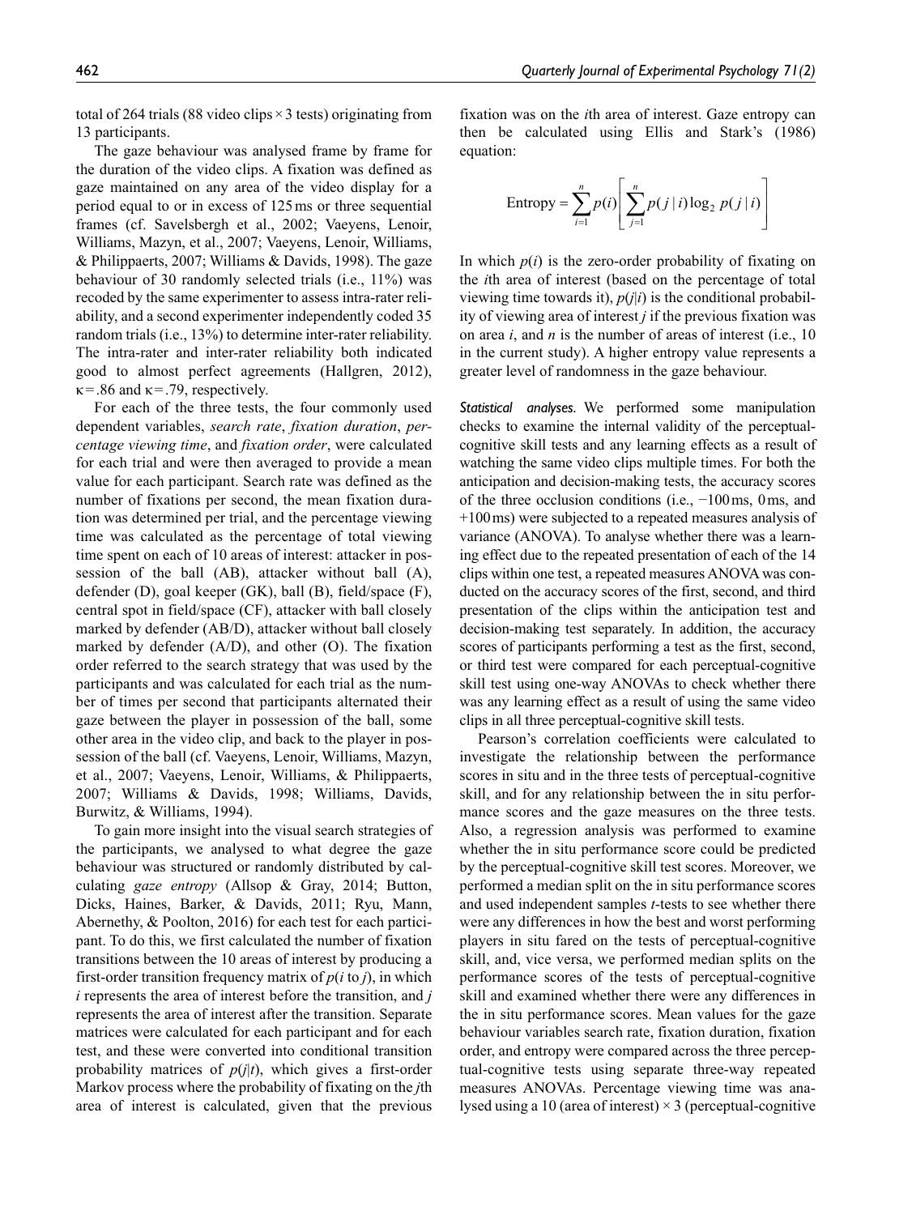total of 264 trials (88 video clips × 3 tests) originating from 13 participants.

The gaze behaviour was analysed frame by frame for the duration of the video clips. A fixation was defined as gaze maintained on any area of the video display for a period equal to or in excess of 125 ms or three sequential frames (cf. Savelsbergh et al., 2002; Vaeyens, Lenoir, Williams, Mazyn, et al., 2007; Vaeyens, Lenoir, Williams, & Philippaerts, 2007; Williams & Davids, 1998). The gaze behaviour of 30 randomly selected trials (i.e., 11%) was recoded by the same experimenter to assess intra-rater reliability, and a second experimenter independently coded 35 random trials (i.e., 13%) to determine inter-rater reliability. The intra-rater and inter-rater reliability both indicated good to almost perfect agreements (Hallgren, 2012), $\kappa = .86$ and $\kappa = .79$, respectively.

For each of the three tests, the four commonly used dependent variables, *search rate*, *fixation duration*, *percentage viewing time*, and *fixation order*, were calculated for each trial and were then averaged to provide a mean value for each participant. Search rate was defined as the number of fixations per second, the mean fixation duration was determined per trial, and the percentage viewing time was calculated as the percentage of total viewing time spent on each of 10 areas of interest: attacker in possession of the ball (AB), attacker without ball (A), defender (D), goal keeper (GK), ball (B), field/space (F), central spot in field/space (CF), attacker with ball closely marked by defender (AB/D), attacker without ball closely marked by defender (A/D), and other (O). The fixation order referred to the search strategy that was used by the participants and was calculated for each trial as the number of times per second that participants alternated their gaze between the player in possession of the ball, some other area in the video clip, and back to the player in possession of the ball (cf. Vaeyens, Lenoir, Williams, Mazyn, et al., 2007; Vaeyens, Lenoir, Williams, & Philippaerts, 2007; Williams & Davids, 1998; Williams, Davids, Burwitz, & Williams, 1994).

To gain more insight into the visual search strategies of the participants, we analysed to what degree the gaze behaviour was structured or randomly distributed by calculating *gaze entropy* (Allsop & Gray, 2014; Button, Dicks, Haines, Barker, & Davids, 2011; Ryu, Mann, Abernethy, & Poolton, 2016) for each test for each participant. To do this, we first calculated the number of fixation transitions between the 10 areas of interest by producing a first-order transition frequency matrix of $p(i \text{ to } j)$, in which $i$ represents the area of interest before the transition, and $j$ represents the area of interest after the transition. Separate matrices were calculated for each participant and for each test, and these were converted into conditional transition probability matrices of $p(j|t)$, which gives a first-order Markov process where the probability of fixating on the $j$th area of interest is calculated, given that the previous fixation was on the $i$th area of interest. Gaze entropy can then be calculated using Ellis and Stark's (1986) equation:

$$\text{Entropy} = \sum_{i=1}^{n} p(i) \left[ \sum_{j=1}^{n} p(j \mid i) \log_2 p(j \mid i) \right]$$

In which $p(i)$ is the zero-order probability of fixating on the $i$th area of interest (based on the percentage of total viewing time towards it), $p(j|i)$ is the conditional probability of viewing area of interest $j$ if the previous fixation was on area $i$, and $n$ is the number of areas of interest (i.e., 10 in the current study). A higher entropy value represents a greater level of randomness in the gaze behaviour.

*Statistical analyses.* We performed some manipulation checks to examine the internal validity of the perceptual-cognitive skill tests and any learning effects as a result of watching the same video clips multiple times. For both the anticipation and decision-making tests, the accuracy scores of the three occlusion conditions (i.e., −100 ms, 0 ms, and +100 ms) were subjected to a repeated measures analysis of variance (ANOVA). To analyse whether there was a learning effect due to the repeated presentation of each of the 14 clips within one test, a repeated measures ANOVA was conducted on the accuracy scores of the first, second, and third presentation of the clips within the anticipation test and decision-making test separately. In addition, the accuracy scores of participants performing a test as the first, second, or third test were compared for each perceptual-cognitive skill test using one-way ANOVAs to check whether there was any learning effect as a result of using the same video clips in all three perceptual-cognitive skill tests.

Pearson's correlation coefficients were calculated to investigate the relationship between the performance scores in situ and in the three tests of perceptual-cognitive skill, and for any relationship between the in situ performance scores and the gaze measures on the three tests. Also, a regression analysis was performed to examine whether the in situ performance score could be predicted by the perceptual-cognitive skill test scores. Moreover, we performed a median split on the in situ performance scores and used independent samples $t$-tests to see whether there were any differences in how the best and worst performing players in situ fared on the tests of perceptual-cognitive skill, and, vice versa, we performed median splits on the performance scores of the tests of perceptual-cognitive skill and examined whether there were any differences in the in situ performance scores. Mean values for the gaze behaviour variables search rate, fixation duration, fixation order, and entropy were compared across the three perceptual-cognitive tests using separate three-way repeated measures ANOVAs. Percentage viewing time was analysed using a 10 (area of interest) × 3 (perceptual-cognitive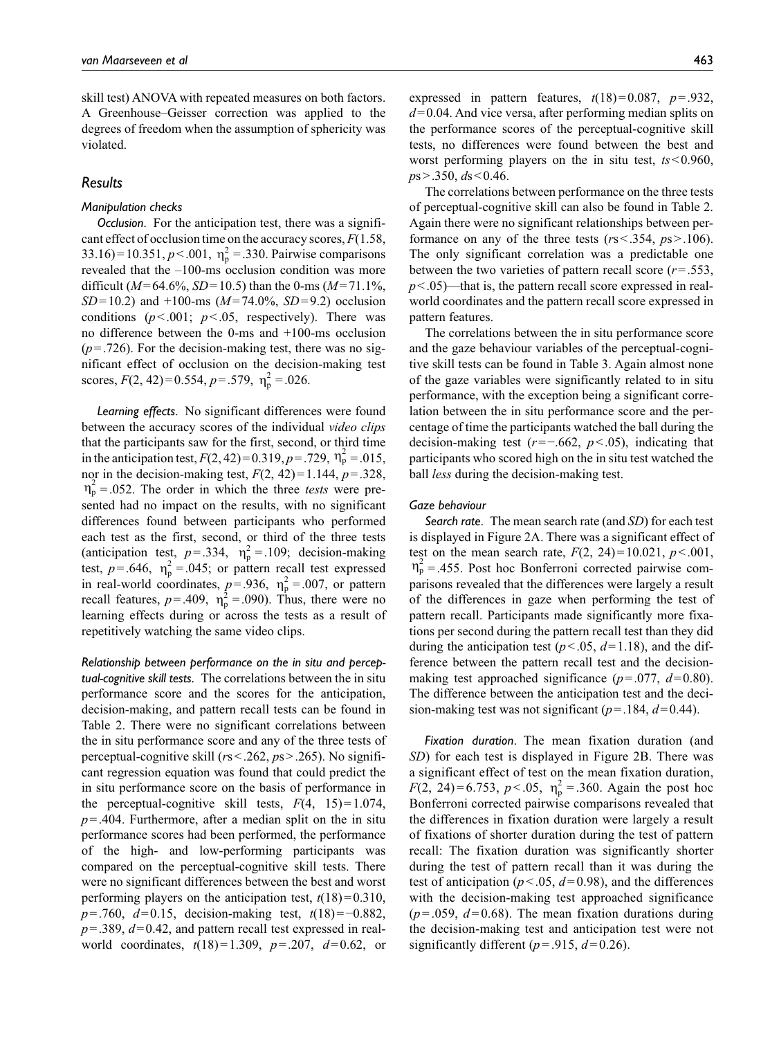skill test) ANOVA with repeated measures on both factors. A Greenhouse–Geisser correction was applied to the degrees of freedom when the assumption of sphericity was violated.

## Results

### Manipulation checks

*Occlusion*. For the anticipation test, there was a significant effect of occlusion time on the accuracy scores, $F(1.58, 33.16) = 10.351$, $p < .001$, $\eta_p^2 = .330$. Pairwise comparisons revealed that the –100-ms occlusion condition was more difficult ($M = 64.6\%$, $SD = 10.5$) than the 0-ms ($M = 71.1\%$, $SD = 10.2$) and +100-ms ($M = 74.0\%$, $SD = 9.2$) occlusion conditions ($p < .001$; $p < .05$, respectively). There was no difference between the 0-ms and +100-ms occlusion ($p = .726$). For the decision-making test, there was no significant effect of occlusion on the decision-making test scores, $F(2, 42) = 0.554$, $p = .579$, $\eta_p^2 = .026$.

*Learning effects*. No significant differences were found between the accuracy scores of the individual *video clips* that the participants saw for the first, second, or third time in the anticipation test, $F(2, 42) = 0.319$, $p = .729$, $\eta_p^2 = .015$, nor in the decision-making test, $F(2, 42) = 1.144$, $p = .328$, $\eta_p^2 = .052$. The order in which the three *tests* were presented had no impact on the results, with no significant differences found between participants who performed each test as the first, second, or third of the three tests (anticipation test, $p = .334$, $\eta_p^2 = .109$; decision-making test, $p = .646$, $\eta_p^2 = .045$; or pattern recall test expressed in real-world coordinates, $p = .936$, $\eta_p^2 = .007$, or pattern recall features, $p = .409$, $\eta_p^2 = .090$). Thus, there were no learning effects during or across the tests as a result of repetitively watching the same video clips.

*Relationship between performance on the in situ and perceptual-cognitive skill tests*. The correlations between the in situ performance score and the scores for the anticipation, decision-making, and pattern recall tests can be found in Table 2. There were no significant correlations between the in situ performance score and any of the three tests of perceptual-cognitive skill ($rs < .262$, $ps > .265$). No significant regression equation was found that could predict the in situ performance score on the basis of performance in the perceptual-cognitive skill tests, $F(4, 15) = 1.074$, $p = .404$. Furthermore, after a median split on the in situ performance scores had been performed, the performance of the high- and low-performing participants was compared on the perceptual-cognitive skill tests. There were no significant differences between the best and worst performing players on the anticipation test, $t(18) = 0.310$, $p = .760$, $d = 0.15$, decision-making test, $t(18) = -0.882$, $p = .389$, $d = 0.42$, and pattern recall test expressed in real-world coordinates, $t(18) = 1.309$, $p = .207$, $d = 0.62$, or expressed in pattern features, $t(18) = 0.087$, $p = .932$, $d = 0.04$. And vice versa, after performing median splits on the performance scores of the perceptual-cognitive skill tests, no differences were found between the best and worst performing players on the in situ test, $ts < 0.960$, $ps > .350$, $ds < 0.46$.

The correlations between performance on the three tests of perceptual-cognitive skill can also be found in Table 2. Again there were no significant relationships between performance on any of the three tests ($rs < .354$, $ps > .106$). The only significant correlation was a predictable one between the two varieties of pattern recall score ($r = .553$, $p < .05$)—that is, the pattern recall score expressed in real-world coordinates and the pattern recall score expressed in pattern features.

The correlations between the in situ performance score and the gaze behaviour variables of the perceptual-cognitive skill tests can be found in Table 3. Again almost none of the gaze variables were significantly related to in situ performance, with the exception being a significant correlation between the in situ performance score and the percentage of time the participants watched the ball during the decision-making test ($r = -.662$, $p < .05$), indicating that participants who scored high on the in situ test watched the ball *less* during the decision-making test.

### Gaze behaviour

*Search rate*. The mean search rate (and *SD*) for each test is displayed in Figure 2A. There was a significant effect of test on the mean search rate, $F(2, 24) = 10.021$, $p < .001$, $\eta_p^2 = .455$. Post hoc Bonferroni corrected pairwise comparisons revealed that the differences were largely a result of the differences in gaze when performing the test of pattern recall. Participants made significantly more fixations per second during the pattern recall test than they did during the anticipation test ($p < .05$, $d = 1.18$), and the difference between the pattern recall test and the decision-making test approached significance ($p = .077$, $d = 0.80$). The difference between the anticipation test and the decision-making test was not significant ($p = .184$, $d = 0.44$).

*Fixation duration*. The mean fixation duration (and *SD*) for each test is displayed in Figure 2B. There was a significant effect of test on the mean fixation duration, $F(2, 24) = 6.753$, $p < .05$, $\eta_p^2 = .360$. Again the post hoc Bonferroni corrected pairwise comparisons revealed that the differences in fixation duration were largely a result of fixations of shorter duration during the test of pattern recall: The fixation duration was significantly shorter during the test of pattern recall than it was during the test of anticipation ($p < .05$, $d = 0.98$), and the differences with the decision-making test approached significance ($p = .059$, $d = 0.68$). The mean fixation durations during the decision-making test and anticipation test were not significantly different ($p = .915$, $d = 0.26$).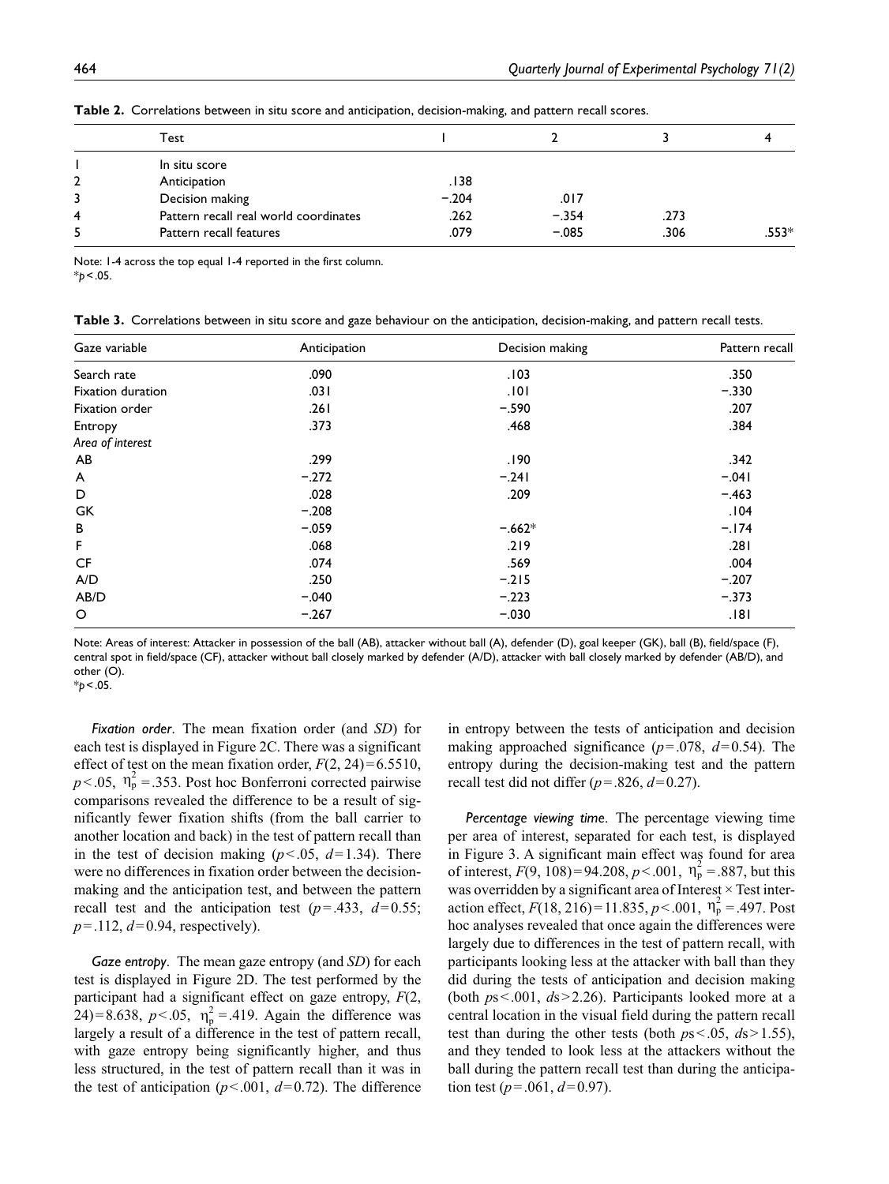**Table 2.** Correlations between in situ score and anticipation, decision-making, and pattern recall scores.

| | Test | 1 | 2 | 3 | 4 |
|---|---|---|---|---|---|
| 1 | In situ score | | | | |
| 2 | Anticipation | .138 | | | |
| 3 | Decision making | −.204 | .017 | | |
| 4 | Pattern recall real world coordinates | .262 | −.354 | .273 | |
| 5 | Pattern recall features | .079 | −.085 | .306 | .553* |

Note: 1-4 across the top equal 1-4 reported in the first column.
*$p < .05$.

**Table 3.** Correlations between in situ score and gaze behaviour on the anticipation, decision-making, and pattern recall tests.

| Gaze variable | Anticipation | Decision making | Pattern recall |
|---|---|---|---|
| Search rate | .090 | .103 | .350 |
| Fixation duration | .031 | .101 | −.330 |
| Fixation order | .261 | −.590 | .207 |
| Entropy | .373 | .468 | .384 |
| *Area of interest* | | | |
| AB | .299 | .190 | .342 |
| A | −.272 | −.241 | −.041 |
| D | .028 | .209 | −.463 |
| GK | −.208 | | .104 |
| B | −.059 | −.662* | −.174 |
| F | .068 | .219 | .281 |
| CF | .074 | .569 | .004 |
| A/D | .250 | −.215 | −.207 |
| AB/D | −.040 | −.223 | −.373 |
| O | −.267 | −.030 | .181 |

Note: Areas of interest: Attacker in possession of the ball (AB), attacker without ball (A), defender (D), goal keeper (GK), ball (B), field/space (F), central spot in field/space (CF), attacker without ball closely marked by defender (A/D), attacker with ball closely marked by defender (AB/D), and other (O).
*$p < .05$.

*Fixation order*. The mean fixation order (and *SD*) for each test is displayed in Figure 2C. There was a significant effect of test on the mean fixation order, $F(2, 24) = 6.5510$, $p < .05$, $\eta_p^2 = .353$. Post hoc Bonferroni corrected pairwise comparisons revealed the difference to be a result of significantly fewer fixation shifts (from the ball carrier to another location and back) in the test of pattern recall than in the test of decision making ($p < .05$, $d = 1.34$). There were no differences in fixation order between the decision-making and the anticipation test, and between the pattern recall test and the anticipation test ($p = .433$, $d = 0.55$; $p = .112$, $d = 0.94$, respectively).

*Gaze entropy*. The mean gaze entropy (and *SD*) for each test is displayed in Figure 2D. The test performed by the participant had a significant effect on gaze entropy, $F(2, 24) = 8.638$, $p < .05$, $\eta_p^2 = .419$. Again the difference was largely a result of a difference in the test of pattern recall, with gaze entropy being significantly higher, and thus less structured, in the test of pattern recall than it was in the test of anticipation ($p < .001$, $d = 0.72$). The difference in entropy between the tests of anticipation and decision making approached significance ($p = .078$, $d = 0.54$). The entropy during the decision-making test and the pattern recall test did not differ ($p = .826$, $d = 0.27$).

*Percentage viewing time*. The percentage viewing time per area of interest, separated for each test, is displayed in Figure 3. A significant main effect was found for area of interest, $F(9, 108) = 94.208$, $p < .001$, $\eta_p^2 = .887$, but this was overridden by a significant area of Interest × Test interaction effect, $F(18, 216) = 11.835$, $p < .001$, $\eta_p^2 = .497$. Post hoc analyses revealed that once again the differences were largely due to differences in the test of pattern recall, with participants looking less at the attacker with ball than they did during the tests of anticipation and decision making (both $p$s $< .001$, $d$s $> 2.26$). Participants looked more at a central location in the visual field during the pattern recall test than during the other tests (both $p$s $< .05$, $d$s $> 1.55$), and they tended to look less at the attackers without the ball during the pattern recall test than during the anticipation test ($p = .061$, $d = 0.97$).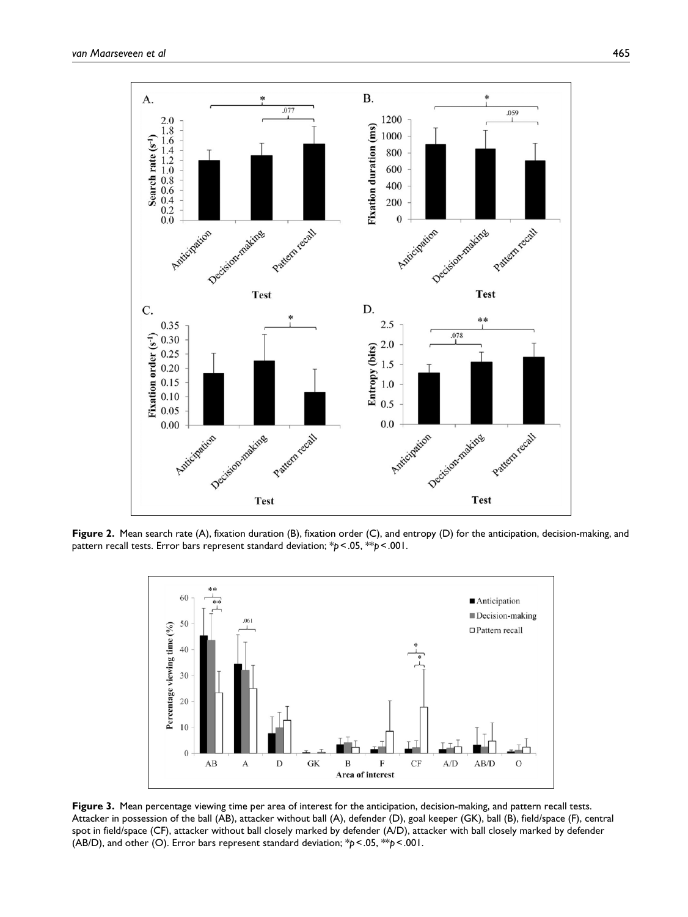**Figure 2.** Mean search rate (A), fixation duration (B), fixation order (C), and entropy (D) for the anticipation, decision-making, and pattern recall tests. Error bars represent standard deviation; $*p < .05$, $**p < .001$.

**Figure 3.** Mean percentage viewing time per area of interest for the anticipation, decision-making, and pattern recall tests. Attacker in possession of the ball (AB), attacker without ball (A), defender (D), goal keeper (GK), ball (B), field/space (F), central spot in field/space (CF), attacker without ball closely marked by defender (A/D), attacker with ball closely marked by defender (AB/D), and other (O). Error bars represent standard deviation; $*p < .05$, $**p < .001$.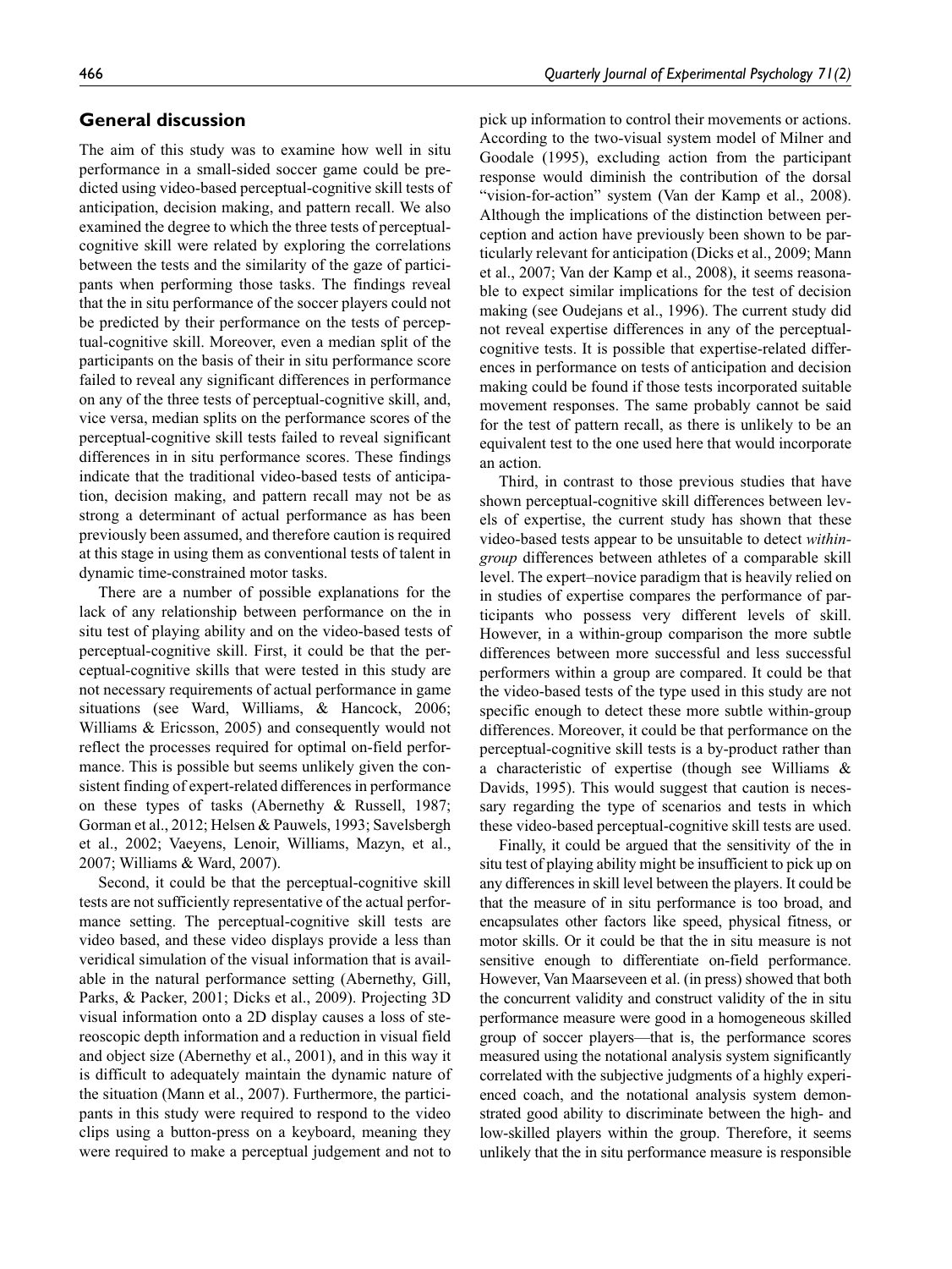## General discussion

The aim of this study was to examine how well in situ performance in a small-sided soccer game could be predicted using video-based perceptual-cognitive skill tests of anticipation, decision making, and pattern recall. We also examined the degree to which the three tests of perceptual-cognitive skill were related by exploring the correlations between the tests and the similarity of the gaze of participants when performing those tasks. The findings reveal that the in situ performance of the soccer players could not be predicted by their performance on the tests of perceptual-cognitive skill. Moreover, even a median split of the participants on the basis of their in situ performance score failed to reveal any significant differences in performance on any of the three tests of perceptual-cognitive skill, and, vice versa, median splits on the performance scores of the perceptual-cognitive skill tests failed to reveal significant differences in in situ performance scores. These findings indicate that the traditional video-based tests of anticipation, decision making, and pattern recall may not be as strong a determinant of actual performance as has been previously been assumed, and therefore caution is required at this stage in using them as conventional tests of talent in dynamic time-constrained motor tasks.

There are a number of possible explanations for the lack of any relationship between performance on the in situ test of playing ability and on the video-based tests of perceptual-cognitive skill. First, it could be that the perceptual-cognitive skills that were tested in this study are not necessary requirements of actual performance in game situations (see Ward, Williams, & Hancock, 2006; Williams & Ericsson, 2005) and consequently would not reflect the processes required for optimal on-field performance. This is possible but seems unlikely given the consistent finding of expert-related differences in performance on these types of tasks (Abernethy & Russell, 1987; Gorman et al., 2012; Helsen & Pauwels, 1993; Savelsbergh et al., 2002; Vaeyens, Lenoir, Williams, Mazyn, et al., 2007; Williams & Ward, 2007).

Second, it could be that the perceptual-cognitive skill tests are not sufficiently representative of the actual performance setting. The perceptual-cognitive skill tests are video based, and these video displays provide a less than veridical simulation of the visual information that is available in the natural performance setting (Abernethy, Gill, Parks, & Packer, 2001; Dicks et al., 2009). Projecting 3D visual information onto a 2D display causes a loss of stereoscopic depth information and a reduction in visual field and object size (Abernethy et al., 2001), and in this way it is difficult to adequately maintain the dynamic nature of the situation (Mann et al., 2007). Furthermore, the participants in this study were required to respond to the video clips using a button-press on a keyboard, meaning they were required to make a perceptual judgement and not to pick up information to control their movements or actions. According to the two-visual system model of Milner and Goodale (1995), excluding action from the participant response would diminish the contribution of the dorsal "vision-for-action" system (Van der Kamp et al., 2008). Although the implications of the distinction between perception and action have previously been shown to be particularly relevant for anticipation (Dicks et al., 2009; Mann et al., 2007; Van der Kamp et al., 2008), it seems reasonable to expect similar implications for the test of decision making (see Oudejans et al., 1996). The current study did not reveal expertise differences in any of the perceptual-cognitive tests. It is possible that expertise-related differences in performance on tests of anticipation and decision making could be found if those tests incorporated suitable movement responses. The same probably cannot be said for the test of pattern recall, as there is unlikely to be an equivalent test to the one used here that would incorporate an action.

Third, in contrast to those previous studies that have shown perceptual-cognitive skill differences between levels of expertise, the current study has shown that these video-based tests appear to be unsuitable to detect *within-group* differences between athletes of a comparable skill level. The expert–novice paradigm that is heavily relied on in studies of expertise compares the performance of participants who possess very different levels of skill. However, in a within-group comparison the more subtle differences between more successful and less successful performers within a group are compared. It could be that the video-based tests of the type used in this study are not specific enough to detect these more subtle within-group differences. Moreover, it could be that performance on the perceptual-cognitive skill tests is a by-product rather than a characteristic of expertise (though see Williams & Davids, 1995). This would suggest that caution is necessary regarding the type of scenarios and tests in which these video-based perceptual-cognitive skill tests are used.

Finally, it could be argued that the sensitivity of the in situ test of playing ability might be insufficient to pick up on any differences in skill level between the players. It could be that the measure of in situ performance is too broad, and encapsulates other factors like speed, physical fitness, or motor skills. Or it could be that the in situ measure is not sensitive enough to differentiate on-field performance. However, Van Maarseveen et al. (in press) showed that both the concurrent validity and construct validity of the in situ performance measure were good in a homogeneous skilled group of soccer players—that is, the performance scores measured using the notational analysis system significantly correlated with the subjective judgments of a highly experienced coach, and the notational analysis system demonstrated good ability to discriminate between the high- and low-skilled players within the group. Therefore, it seems unlikely that the in situ performance measure is responsible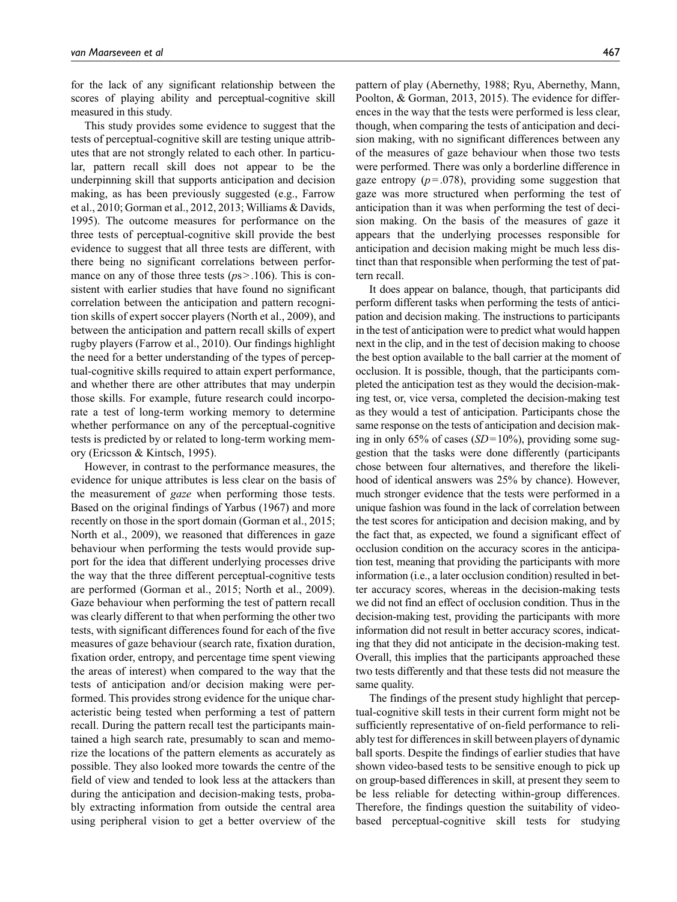for the lack of any significant relationship between the scores of playing ability and perceptual-cognitive skill measured in this study.

This study provides some evidence to suggest that the tests of perceptual-cognitive skill are testing unique attributes that are not strongly related to each other. In particular, pattern recall skill does not appear to be the underpinning skill that supports anticipation and decision making, as has been previously suggested (e.g., Farrow et al., 2010; Gorman et al., 2012, 2013; Williams & Davids, 1995). The outcome measures for performance on the three tests of perceptual-cognitive skill provide the best evidence to suggest that all three tests are different, with there being no significant correlations between performance on any of those three tests ($p$s > .106). This is consistent with earlier studies that have found no significant correlation between the anticipation and pattern recognition skills of expert soccer players (North et al., 2009), and between the anticipation and pattern recall skills of expert rugby players (Farrow et al., 2010). Our findings highlight the need for a better understanding of the types of perceptual-cognitive skills required to attain expert performance, and whether there are other attributes that may underpin those skills. For example, future research could incorporate a test of long-term working memory to determine whether performance on any of the perceptual-cognitive tests is predicted by or related to long-term working memory (Ericsson & Kintsch, 1995).

However, in contrast to the performance measures, the evidence for unique attributes is less clear on the basis of the measurement of *gaze* when performing those tests. Based on the original findings of Yarbus (1967) and more recently on those in the sport domain (Gorman et al., 2015; North et al., 2009), we reasoned that differences in gaze behaviour when performing the tests would provide support for the idea that different underlying processes drive the way that the three different perceptual-cognitive tests are performed (Gorman et al., 2015; North et al., 2009). Gaze behaviour when performing the test of pattern recall was clearly different to that when performing the other two tests, with significant differences found for each of the five measures of gaze behaviour (search rate, fixation duration, fixation order, entropy, and percentage time spent viewing the areas of interest) when compared to the way that the tests of anticipation and/or decision making were performed. This provides strong evidence for the unique characteristic being tested when performing a test of pattern recall. During the pattern recall test the participants maintained a high search rate, presumably to scan and memorize the locations of the pattern elements as accurately as possible. They also looked more towards the centre of the field of view and tended to look less at the attackers than during the anticipation and decision-making tests, probably extracting information from outside the central area using peripheral vision to get a better overview of the pattern of play (Abernethy, 1988; Ryu, Abernethy, Mann, Poolton, & Gorman, 2013, 2015). The evidence for differences in the way that the tests were performed is less clear, though, when comparing the tests of anticipation and decision making, with no significant differences between any of the measures of gaze behaviour when those two tests were performed. There was only a borderline difference in gaze entropy ($p = .078$), providing some suggestion that gaze was more structured when performing the test of anticipation than it was when performing the test of decision making. On the basis of the measures of gaze it appears that the underlying processes responsible for anticipation and decision making might be much less distinct than that responsible when performing the test of pattern recall.

It does appear on balance, though, that participants did perform different tasks when performing the tests of anticipation and decision making. The instructions to participants in the test of anticipation were to predict what would happen next in the clip, and in the test of decision making to choose the best option available to the ball carrier at the moment of occlusion. It is possible, though, that the participants completed the anticipation test as they would the decision-making test, or, vice versa, completed the decision-making test as they would a test of anticipation. Participants chose the same response on the tests of anticipation and decision making in only 65% of cases ($SD = 10\%$), providing some suggestion that the tasks were done differently (participants chose between four alternatives, and therefore the likelihood of identical answers was 25% by chance). However, much stronger evidence that the tests were performed in a unique fashion was found in the lack of correlation between the test scores for anticipation and decision making, and by the fact that, as expected, we found a significant effect of occlusion condition on the accuracy scores in the anticipation test, meaning that providing the participants with more information (i.e., a later occlusion condition) resulted in better accuracy scores, whereas in the decision-making tests we did not find an effect of occlusion condition. Thus in the decision-making test, providing the participants with more information did not result in better accuracy scores, indicating that they did not anticipate in the decision-making test. Overall, this implies that the participants approached these two tests differently and that these tests did not measure the same quality.

The findings of the present study highlight that perceptual-cognitive skill tests in their current form might not be sufficiently representative of on-field performance to reliably test for differences in skill between players of dynamic ball sports. Despite the findings of earlier studies that have shown video-based tests to be sensitive enough to pick up on group-based differences in skill, at present they seem to be less reliable for detecting within-group differences. Therefore, the findings question the suitability of video-based perceptual-cognitive skill tests for studying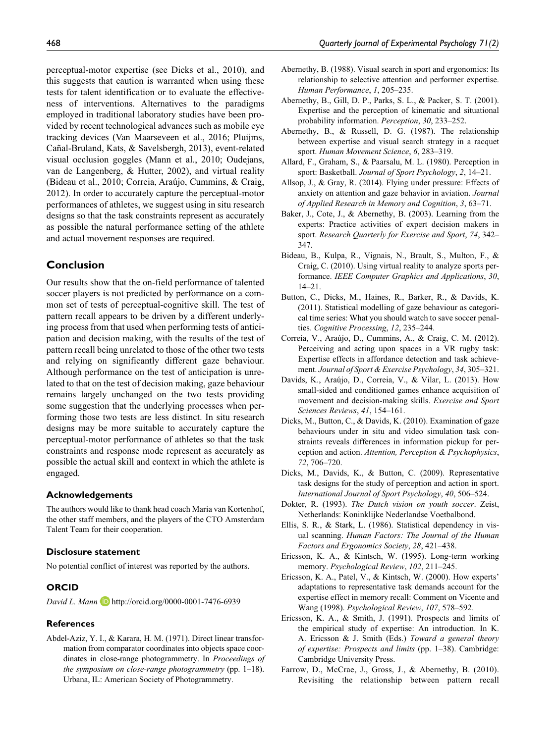perceptual-motor expertise (see Dicks et al., 2010), and this suggests that caution is warranted when using these tests for talent identification or to evaluate the effectiveness of interventions. Alternatives to the paradigms employed in traditional laboratory studies have been provided by recent technological advances such as mobile eye tracking devices (Van Maarseveen et al., 2016; Pluijms, Cañal-Bruland, Kats, & Savelsbergh, 2013), event-related visual occlusion goggles (Mann et al., 2010; Oudejans, van de Langenberg, & Hutter, 2002), and virtual reality (Bideau et al., 2010; Correia, Araújo, Cummins, & Craig, 2012). In order to accurately capture the perceptual-motor performances of athletes, we suggest using in situ research designs so that the task constraints represent as accurately as possible the natural performance setting of the athlete and actual movement responses are required.

## Conclusion

Our results show that the on-field performance of talented soccer players is not predicted by performance on a common set of tests of perceptual-cognitive skill. The test of pattern recall appears to be driven by a different underlying process from that used when performing tests of anticipation and decision making, with the results of the test of pattern recall being unrelated to those of the other two tests and relying on significantly different gaze behaviour. Although performance on the test of anticipation is unrelated to that on the test of decision making, gaze behaviour remains largely unchanged on the two tests providing some suggestion that the underlying processes when performing those two tests are less distinct. In situ research designs may be more suitable to accurately capture the perceptual-motor performance of athletes so that the task constraints and response mode represent as accurately as possible the actual skill and context in which the athlete is engaged.

### Acknowledgements

The authors would like to thank head coach Maria van Kortenhof, the other staff members, and the players of the CTO Amsterdam Talent Team for their cooperation.

### Disclosure statement

No potential conflict of interest was reported by the authors.

### ORCID

*David L. Mann* http://orcid.org/0000-0001-7476-6939

### References

Abdel-Aziz, Y. I., & Karara, H. M. (1971). Direct linear transformation from comparator coordinates into objects space coordinates in close-range photogrammetry. In *Proceedings of the symposium on close-range photogrammetry* (pp. 1–18). Urbana, IL: American Society of Photogrammetry.

Abernethy, B. (1988). Visual search in sport and ergonomics: Its relationship to selective attention and performer expertise. *Human Performance*, *1*, 205–235.

Abernethy, B., Gill, D. P., Parks, S. L., & Packer, S. T. (2001). Expertise and the perception of kinematic and situational probability information. *Perception*, *30*, 233–252.

Abernethy, B., & Russell, D. G. (1987). The relationship between expertise and visual search strategy in a racquet sport. *Human Movement Science*, *6*, 283–319.

Allard, F., Graham, S., & Paarsalu, M. L. (1980). Perception in sport: Basketball. *Journal of Sport Psychology*, *2*, 14–21.

Allsop, J., & Gray, R. (2014). Flying under pressure: Effects of anxiety on attention and gaze behavior in aviation. *Journal of Applied Research in Memory and Cognition*, *3*, 63–71.

Baker, J., Cote, J., & Abernethy, B. (2003). Learning from the experts: Practice activities of expert decision makers in sport. *Research Quarterly for Exercise and Sport*, *74*, 342–347.

Bideau, B., Kulpa, R., Vignais, N., Brault, S., Multon, F., & Craig, C. (2010). Using virtual reality to analyze sports performance. *IEEE Computer Graphics and Applications*, *30*, 14–21.

Button, C., Dicks, M., Haines, R., Barker, R., & Davids, K. (2011). Statistical modelling of gaze behaviour as categorical time series: What you should watch to save soccer penalties. *Cognitive Processing*, *12*, 235–244.

Correia, V., Araújo, D., Cummins, A., & Craig, C. M. (2012). Perceiving and acting upon spaces in a VR rugby task: Expertise effects in affordance detection and task achievement. *Journal of Sport & Exercise Psychology*, *34*, 305–321.

Davids, K., Araújo, D., Correia, V., & Vilar, L. (2013). How small-sided and conditioned games enhance acquisition of movement and decision-making skills. *Exercise and Sport Sciences Reviews*, *41*, 154–161.

Dicks, M., Button, C., & Davids, K. (2010). Examination of gaze behaviours under in situ and video simulation task constraints reveals differences in information pickup for perception and action. *Attention, Perception & Psychophysics*, *72*, 706–720.

Dicks, M., Davids, K., & Button, C. (2009). Representative task designs for the study of perception and action in sport. *International Journal of Sport Psychology*, *40*, 506–524.

Dokter, R. (1993). *The Dutch vision on youth soccer*. Zeist, Netherlands: Koninklijke Nederlandse Voetbalbond.

Ellis, S. R., & Stark, L. (1986). Statistical dependency in visual scanning. *Human Factors: The Journal of the Human Factors and Ergonomics Society*, *28*, 421–438.

Ericsson, K. A., & Kintsch, W. (1995). Long-term working memory. *Psychological Review*, *102*, 211–245.

Ericsson, K. A., Patel, V., & Kintsch, W. (2000). How experts' adaptations to representative task demands account for the expertise effect in memory recall: Comment on Vicente and Wang (1998). *Psychological Review*, *107*, 578–592.

Ericsson, K. A., & Smith, J. (1991). Prospects and limits of the empirical study of expertise: An introduction. In K. A. Ericsson & J. Smith (Eds.) *Toward a general theory of expertise: Prospects and limits* (pp. 1–38). Cambridge: Cambridge University Press.

Farrow, D., McCrae, J., Gross, J., & Abernethy, B. (2010). Revisiting the relationship between pattern recall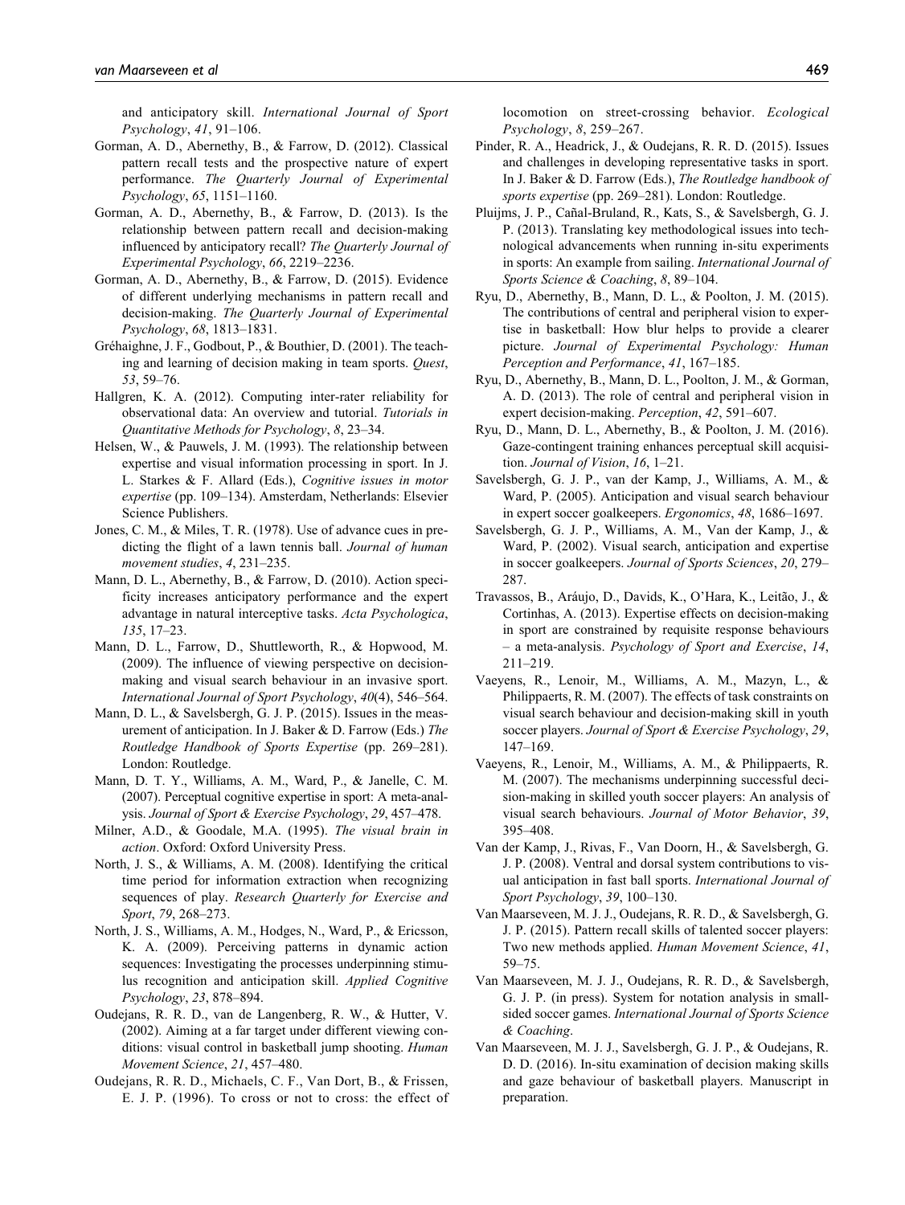and anticipatory skill. *International Journal of Sport Psychology*, *41*, 91–106.

Gorman, A. D., Abernethy, B., & Farrow, D. (2012). Classical pattern recall tests and the prospective nature of expert performance. *The Quarterly Journal of Experimental Psychology*, *65*, 1151–1160.

Gorman, A. D., Abernethy, B., & Farrow, D. (2013). Is the relationship between pattern recall and decision-making influenced by anticipatory recall? *The Quarterly Journal of Experimental Psychology*, *66*, 2219–2236.

Gorman, A. D., Abernethy, B., & Farrow, D. (2015). Evidence of different underlying mechanisms in pattern recall and decision-making. *The Quarterly Journal of Experimental Psychology*, *68*, 1813–1831.

Gréhaigne, J. F., Godbout, P., & Bouthier, D. (2001). The teaching and learning of decision making in team sports. *Quest*, *53*, 59–76.

Hallgren, K. A. (2012). Computing inter-rater reliability for observational data: An overview and tutorial. *Tutorials in Quantitative Methods for Psychology*, *8*, 23–34.

Helsen, W., & Pauwels, J. M. (1993). The relationship between expertise and visual information processing in sport. In J. L. Starkes & F. Allard (Eds.), *Cognitive issues in motor expertise* (pp. 109–134). Amsterdam, Netherlands: Elsevier Science Publishers.

Jones, C. M., & Miles, T. R. (1978). Use of advance cues in predicting the flight of a lawn tennis ball. *Journal of human movement studies*, *4*, 231–235.

Mann, D. L., Abernethy, B., & Farrow, D. (2010). Action specificity increases anticipatory performance and the expert advantage in natural interceptive tasks. *Acta Psychologica*, *135*, 17–23.

Mann, D. L., Farrow, D., Shuttleworth, R., & Hopwood, M. (2009). The influence of viewing perspective on decision-making and visual search behaviour in an invasive sport. *International Journal of Sport Psychology*, *40*(4), 546–564.

Mann, D. L., & Savelsbergh, G. J. P. (2015). Issues in the measurement of anticipation. In J. Baker & D. Farrow (Eds.) *The Routledge Handbook of Sports Expertise* (pp. 269–281). London: Routledge.

Mann, D. T. Y., Williams, A. M., Ward, P., & Janelle, C. M. (2007). Perceptual cognitive expertise in sport: A meta-analysis. *Journal of Sport & Exercise Psychology*, *29*, 457–478.

Milner, A.D., & Goodale, M.A. (1995). *The visual brain in action*. Oxford: Oxford University Press.

North, J. S., & Williams, A. M. (2008). Identifying the critical time period for information extraction when recognizing sequences of play. *Research Quarterly for Exercise and Sport*, *79*, 268–273.

North, J. S., Williams, A. M., Hodges, N., Ward, P., & Ericsson, K. A. (2009). Perceiving patterns in dynamic action sequences: Investigating the processes underpinning stimulus recognition and anticipation skill. *Applied Cognitive Psychology*, *23*, 878–894.

Oudejans, R. R. D., van de Langenberg, R. W., & Hutter, V. (2002). Aiming at a far target under different viewing conditions: visual control in basketball jump shooting. *Human Movement Science*, *21*, 457–480.

Oudejans, R. R. D., Michaels, C. F., Van Dort, B., & Frissen, E. J. P. (1996). To cross or not to cross: the effect of locomotion on street-crossing behavior. *Ecological Psychology*, *8*, 259–267.

Pinder, R. A., Headrick, J., & Oudejans, R. R. D. (2015). Issues and challenges in developing representative tasks in sport. In J. Baker & D. Farrow (Eds.), *The Routledge handbook of sports expertise* (pp. 269–281). London: Routledge.

Pluijms, J. P., Cañal-Bruland, R., Kats, S., & Savelsbergh, G. J. P. (2013). Translating key methodological issues into technological advancements when running in-situ experiments in sports: An example from sailing. *International Journal of Sports Science & Coaching*, *8*, 89–104.

Ryu, D., Abernethy, B., Mann, D. L., & Poolton, J. M. (2015). The contributions of central and peripheral vision to expertise in basketball: How blur helps to provide a clearer picture. *Journal of Experimental Psychology: Human Perception and Performance*, *41*, 167–185.

Ryu, D., Abernethy, B., Mann, D. L., Poolton, J. M., & Gorman, A. D. (2013). The role of central and peripheral vision in expert decision-making. *Perception*, *42*, 591–607.

Ryu, D., Mann, D. L., Abernethy, B., & Poolton, J. M. (2016). Gaze-contingent training enhances perceptual skill acquisition. *Journal of Vision*, *16*, 1–21.

Savelsbergh, G. J. P., van der Kamp, J., Williams, A. M., & Ward, P. (2005). Anticipation and visual search behaviour in expert soccer goalkeepers. *Ergonomics*, *48*, 1686–1697.

Savelsbergh, G. J. P., Williams, A. M., Van der Kamp, J., & Ward, P. (2002). Visual search, anticipation and expertise in soccer goalkeepers. *Journal of Sports Sciences*, *20*, 279–287.

Travassos, B., Aráujo, D., Davids, K., O'Hara, K., Leitão, J., & Cortinhas, A. (2013). Expertise effects on decision-making in sport are constrained by requisite response behaviours – a meta-analysis. *Psychology of Sport and Exercise*, *14*, 211–219.

Vaeyens, R., Lenoir, M., Williams, A. M., Mazyn, L., & Philippaerts, R. M. (2007). The effects of task constraints on visual search behaviour and decision-making skill in youth soccer players. *Journal of Sport & Exercise Psychology*, *29*, 147–169.

Vaeyens, R., Lenoir, M., Williams, A. M., & Philippaerts, R. M. (2007). The mechanisms underpinning successful decision-making in skilled youth soccer players: An analysis of visual search behaviours. *Journal of Motor Behavior*, *39*, 395–408.

Van der Kamp, J., Rivas, F., Van Doorn, H., & Savelsbergh, G. J. P. (2008). Ventral and dorsal system contributions to visual anticipation in fast ball sports. *International Journal of Sport Psychology*, *39*, 100–130.

Van Maarseveen, M. J. J., Oudejans, R. R. D., & Savelsbergh, G. J. P. (2015). Pattern recall skills of talented soccer players: Two new methods applied. *Human Movement Science*, *41*, 59–75.

Van Maarseveen, M. J. J., Oudejans, R. R. D., & Savelsbergh, G. J. P. (in press). System for notation analysis in small-sided soccer games. *International Journal of Sports Science & Coaching*.

Van Maarseveen, M. J. J., Savelsbergh, G. J. P., & Oudejans, R. D. D. (2016). In-situ examination of decision making skills and gaze behaviour of basketball players. Manuscript in preparation.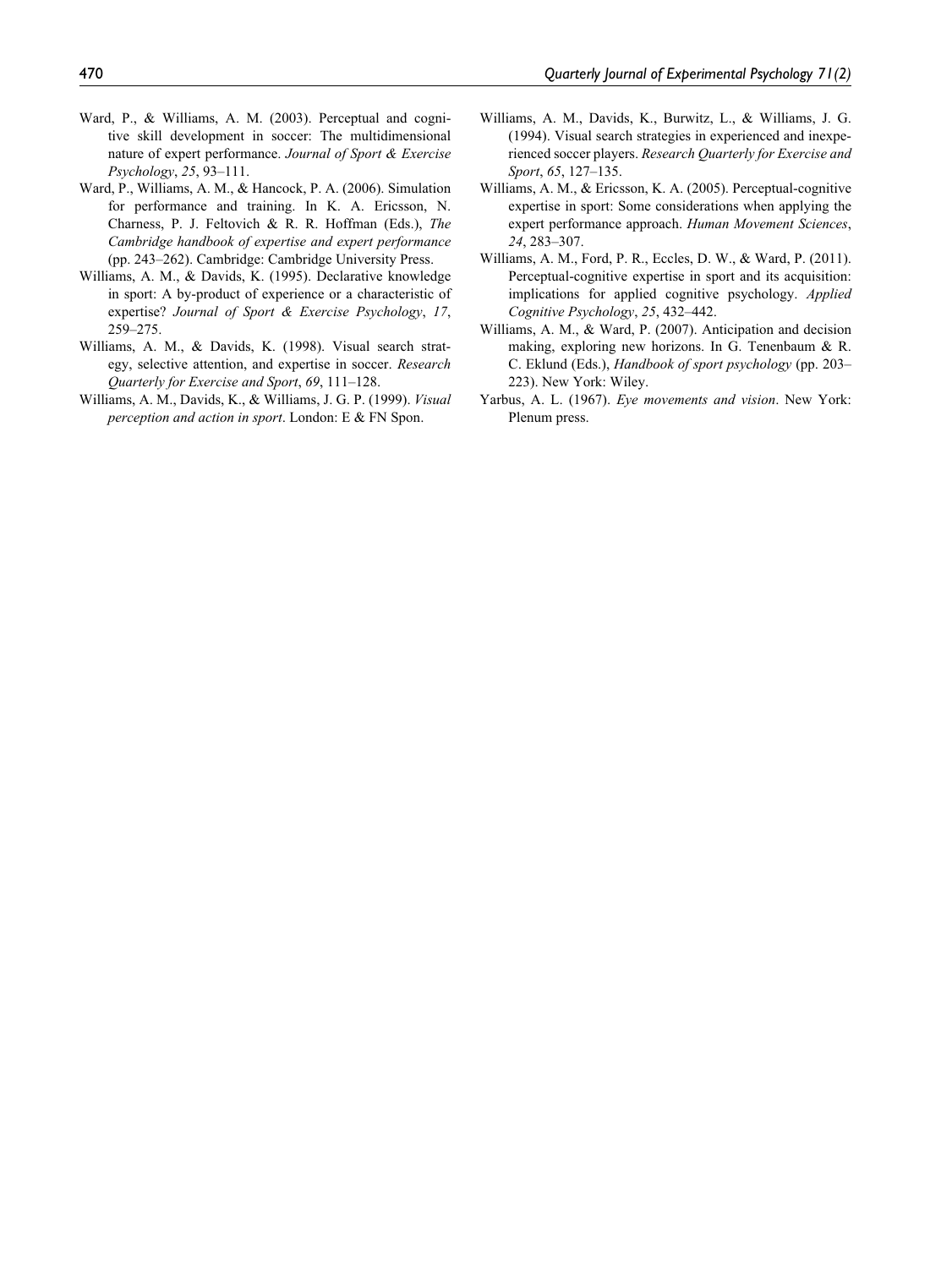Ward, P., & Williams, A. M. (2003). Perceptual and cognitive skill development in soccer: The multidimensional nature of expert performance. *Journal of Sport & Exercise Psychology*, *25*, 93–111.

Ward, P., Williams, A. M., & Hancock, P. A. (2006). Simulation for performance and training. In K. A. Ericsson, N. Charness, P. J. Feltovich & R. R. Hoffman (Eds.), *The Cambridge handbook of expertise and expert performance* (pp. 243–262). Cambridge: Cambridge University Press.

Williams, A. M., & Davids, K. (1995). Declarative knowledge in sport: A by-product of experience or a characteristic of expertise? *Journal of Sport & Exercise Psychology*, *17*, 259–275.

Williams, A. M., & Davids, K. (1998). Visual search strategy, selective attention, and expertise in soccer. *Research Quarterly for Exercise and Sport*, *69*, 111–128.

Williams, A. M., Davids, K., & Williams, J. G. P. (1999). *Visual perception and action in sport*. London: E & FN Spon.

Williams, A. M., Davids, K., Burwitz, L., & Williams, J. G. (1994). Visual search strategies in experienced and inexperienced soccer players. *Research Quarterly for Exercise and Sport*, *65*, 127–135.

Williams, A. M., & Ericsson, K. A. (2005). Perceptual-cognitive expertise in sport: Some considerations when applying the expert performance approach. *Human Movement Sciences*, *24*, 283–307.

Williams, A. M., Ford, P. R., Eccles, D. W., & Ward, P. (2011). Perceptual-cognitive expertise in sport and its acquisition: implications for applied cognitive psychology. *Applied Cognitive Psychology*, *25*, 432–442.

Williams, A. M., & Ward, P. (2007). Anticipation and decision making, exploring new horizons. In G. Tenenbaum & R. C. Eklund (Eds.), *Handbook of sport psychology* (pp. 203–223). New York: Wiley.

Yarbus, A. L. (1967). *Eye movements and vision*. New York: Plenum press.